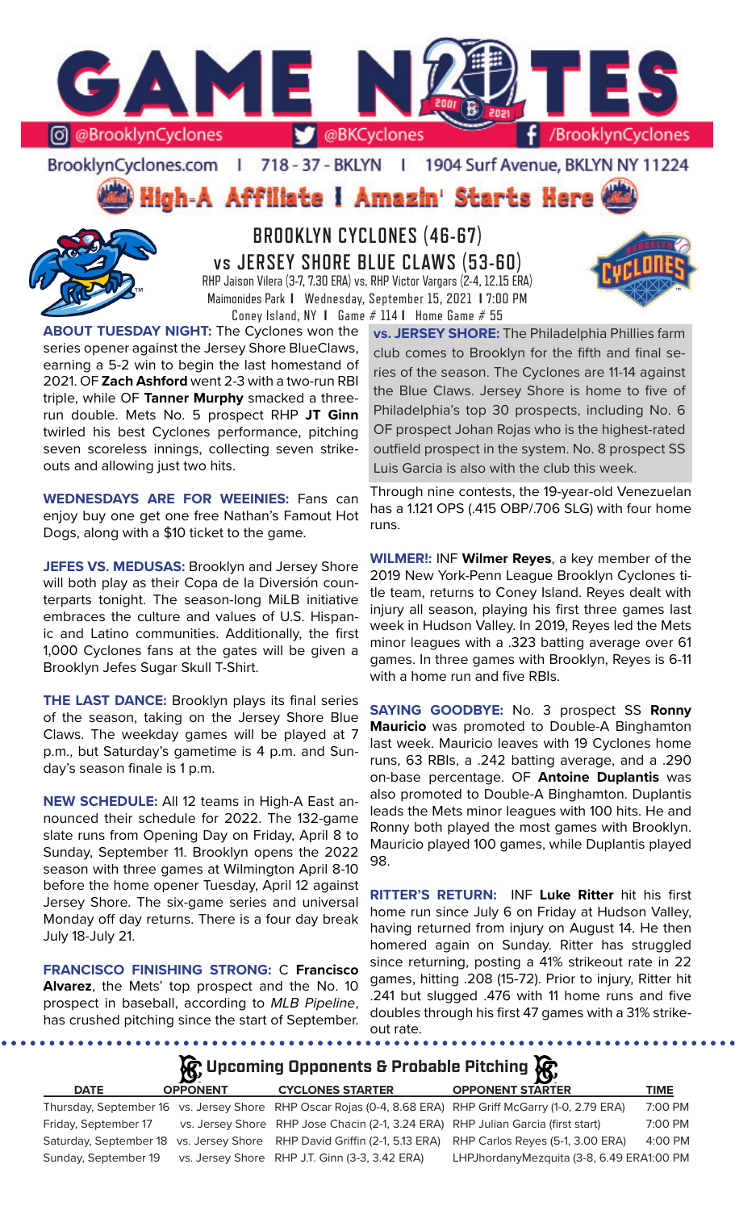# GAME NOTES

@BrooklynCyclones | @BKCyclones | /BrooklynCyclones

BrooklynCyclones.com | 718-37-BKLYN | 1904 Surf Avenue, BKLYN NY 11224

**High-A Affiliate | Amazin' Starts Here**

## BROOKLYN CYCLONES (46-67)
## vs JERSEY SHORE BLUE CLAWS (53-60)

RHP Jaison Vilera (3-7, 7.30 ERA) vs. RHP Victor Vargars (2-4, 12.15 ERA)
Maimonides Park | Wednesday, September 15, 2021 | 7:00 PM
Coney Island, NY | Game # 114 | Home Game # 55

**ABOUT TUESDAY NIGHT:** The Cyclones won the series opener against the Jersey Shore BlueClaws, earning a 5-2 win to begin the last homestead of 2021. OF **Zach Ashford** went 2-3 with a two-run RBI triple, while OF **Tanner Murphy** smacked a three-run double. Mets No. 5 prospect RHP **JT Ginn** twirled his best Cyclones performance, pitching seven scoreless innings, collecting seven strikeouts and allowing just two hits.

**WEDNESDAYS ARE FOR WEEINIES:** Fans can enjoy buy one get one free Nathan's Famout Hot Dogs, along with a $10 ticket to the game.

**JEFES VS. MEDUSAS:** Brooklyn and Jersey Shore will both play as their Copa de la Diversión counterparts tonight. The season-long MiLB initiative embraces the culture and values of U.S. Hispanic and Latino communities. Additionally, the first 1,000 Cyclones fans at the gates will be given a Brooklyn Jefes Sugar Skull T-Shirt.

**THE LAST DANCE:** Brooklyn plays its final series of the season, taking on the Jersey Shore Blue Claws. The weekday games will be played at 7 p.m., but Saturday's gametime is 4 p.m. and Sunday's season finale is 1 p.m.

**NEW SCHEDULE:** All 12 teams in High-A East announced their schedule for 2022. The 132-game slate runs from Opening Day on Friday, April 8 to Sunday, September 11. Brooklyn opens the 2022 season with three games at Wilmington April 8-10 before the home opener Tuesday, April 12 against Jersey Shore. The six-game series and universal Monday off day returns. There is a four day break July 18-July 21.

**FRANCISCO FINISHING STRONG:** C **Francisco Alvarez**, the Mets' top prospect and the No. 10 prospect in baseball, according to *MLB Pipeline*, has crushed pitching since the start of September. Through nine contests, the 19-year-old Venezuelan has a 1.121 OPS (.415 OBP/.706 SLG) with four home runs.

**vs. JERSEY SHORE:** The Philadelphia Phillies farm club comes to Brooklyn for the fifth and final series of the season. The Cyclones are 11-14 against the Blue Claws. Jersey Shore is home to five of Philadelphia's top 30 prospects, including No. 6 OF prospect Johan Rojas who is the highest-rated outfield prospect in the system. No. 8 prospect SS Luis Garcia is also with the club this week.

**WILMER!:** INF **Wilmer Reyes**, a key member of the 2019 New York-Penn League Brooklyn Cyclones title team, returns to Coney Island. Reyes dealt with injury all season, playing his first three games last week in Hudson Valley. In 2019, Reyes led the Mets minor leagues with a .323 batting average over 61 games. In three games with Brooklyn, Reyes is 6-11 with a home run and five RBIs.

**SAYING GOODBYE:** No. 3 prospect SS **Ronny Mauricio** was promoted to Double-A Binghamton last week. Mauricio leaves with 19 Cyclones home runs, 63 RBIs, a .242 batting average, and a .290 on-base percentage. OF **Antoine Duplantis** was also promoted to Double-A Binghamton. Duplantis leads the Mets minor leagues with 100 hits. He and Ronny both played the most games with Brooklyn. Mauricio played 100 games, while Duplantis played 98.

**RITTER'S RETURN:** INF **Luke Ritter** hit his first home run since July 6 on Friday at Hudson Valley, having returned from injury on August 14. He then homered again on Sunday. Ritter has struggled since returning, posting a 41% strikeout rate in 22 games, hitting .208 (15-72). Prior to injury, Ritter hit .241 but slugged .476 with 11 home runs and five doubles through his first 47 games with a 31% strikeout rate.

### Upcoming Opponents & Probable Pitching

| DATE | OPPONENT | CYCLONES STARTER | OPPONENT STARTER | TIME |
|---|---|---|---|---|
| Thursday, September 16 | vs. Jersey Shore | RHP Oscar Rojas (0-4, 8.68 ERA) | RHP Griff McGarry (1-0, 2.79 ERA) | 7:00 PM |
| Friday, September 17 | vs. Jersey Shore | RHP Jose Chacin (2-1, 3.24 ERA) | RHP Julian Garcia (first start) | 7:00 PM |
| Saturday, September 18 | vs. Jersey Shore | RHP David Griffin (2-1, 5.13 ERA) | RHP Carlos Reyes (5-1, 3.00 ERA) | 4:00 PM |
| Sunday, September 19 | vs. Jersey Shore | RHP J.T. Ginn (3-3, 3.42 ERA) | LHPJhordanyMezquita (3-8, 6.49 ERA | 1:00 PM |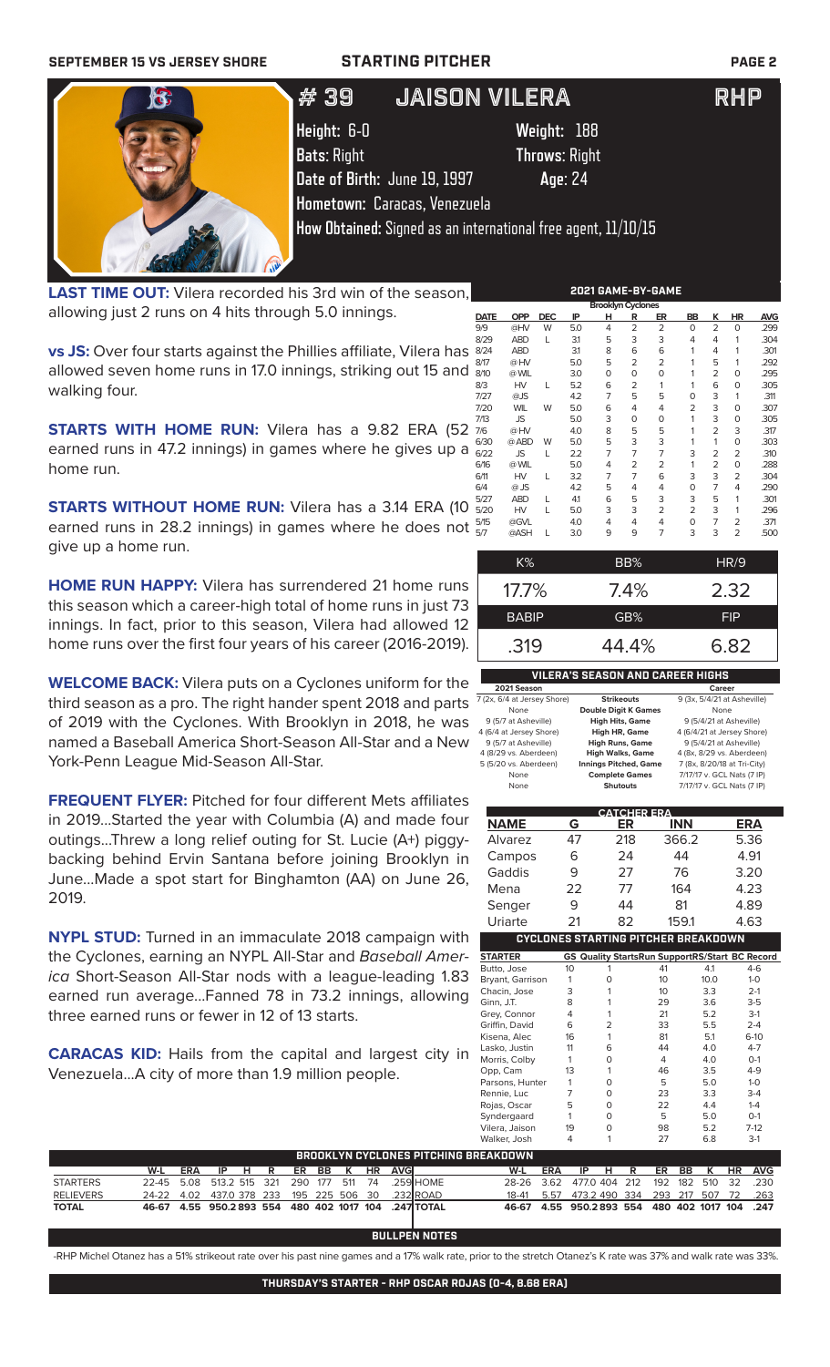SEPTEMBER 15 VS JERSEY SHORE — STARTING PITCHER

# #39 JAISON VILERA — RHP

**Height:** 6-0 **Weight:** 188
**Bats:** Right **Throws:** Right
**Date of Birth:** June 19, 1997 **Age:** 24
**Hometown:** Caracas, Venezuela
**How Obtained:** Signed as an international free agent, 11/10/15

**LAST TIME OUT:** Vilera recorded his 3rd win of the season, allowing just 2 runs on 4 hits through 5.0 innings.

**vs JS:** Over four starts against the Phillies affiliate, Vilera has allowed seven home runs in 17.0 innings, striking out 15 and walking four.

**STARTS WITH HOME RUN:** Vilera has a 9.82 ERA (52 earned runs in 47.2 innings) in games where he gives up a home run.

**STARTS WITHOUT HOME RUN:** Vilera has a 3.14 ERA (10 earned runs in 28.2 innings) in games where he does not give up a home run.

**HOME RUN HAPPY:** Vilera has surrendered 21 home runs this season which a career-high total of home runs in just 73 innings. In fact, prior to this season, Vilera had allowed 12 home runs over the first four years of his career (2016-2019).

**WELCOME BACK:** Vilera puts on a Cyclones uniform for the third season as a pro. The right hander spent 2018 and parts of 2019 with the Cyclones. With Brooklyn in 2018, he was named a Baseball America Short-Season All-Star and a New York-Penn League Mid-Season All-Star.

**FREQUENT FLYER:** Pitched for four different Mets affiliates in 2019...Started the year with Columbia (A) and made four outings...Threw a long relief outing for St. Lucie (A+) piggy-backing behind Ervin Santana before joining Brooklyn in June...Made a spot start for Binghamton (AA) on June 26, 2019.

**NYPL STUD:** Turned in an immaculate 2018 campaign with the Cyclones, earning an NYPL All-Star and *Baseball America* Short-Season All-Star nods with a league-leading 1.83 earned run average...Fanned 78 in 73.2 innings, allowing three earned runs or fewer in 12 of 13 starts.

**CARACAS KID:** Hails from the capital and largest city in Venezuela...A city of more than 1.9 million people.

## 2021 GAME-BY-GAME

Brooklyn Cyclones

| DATE | OPP | DEC | IP | H | R | ER | BB | K | HR | AVG |
|---|---|---|---|---|---|---|---|---|---|---|
| 9/9 | @HV | W | 5.0 | 4 | 2 | 2 | 0 | 2 | 0 | .299 |
| 8/29 | ABD | L | 3.1 | 5 | 3 | 3 | 4 | 4 | 1 | .304 |
| 8/24 | ABD | | 3.1 | 8 | 6 | 6 | 1 | 4 | 1 | .301 |
| 8/17 | @HV | | 5.0 | 5 | 2 | 2 | 1 | 5 | 1 | .292 |
| 8/10 | @WIL | | 3.0 | 0 | 0 | 0 | 1 | 2 | 0 | .295 |
| 8/3 | HV | L | 5.2 | 6 | 2 | 1 | 1 | 6 | 0 | .305 |
| 7/27 | @JS | | 4.2 | 7 | 5 | 5 | 0 | 3 | 1 | .311 |
| 7/20 | WIL | W | 5.0 | 6 | 4 | 4 | 2 | 3 | 0 | .307 |
| 7/13 | JS | | 5.0 | 3 | 0 | 0 | 1 | 3 | 0 | .305 |
| 7/6 | @HV | | 4.0 | 8 | 5 | 5 | 1 | 2 | 3 | .317 |
| 6/30 | @ABD | W | 5.0 | 5 | 3 | 3 | 1 | 1 | 0 | .303 |
| 6/22 | JS | L | 2.2 | 7 | 7 | 7 | 3 | 2 | 2 | .310 |
| 6/16 | @WIL | | 5.0 | 4 | 2 | 2 | 1 | 2 | 0 | .288 |
| 6/11 | HV | L | 3.2 | 7 | 7 | 6 | 3 | 3 | 2 | .304 |
| 6/4 | @JS | | 4.2 | 5 | 4 | 4 | 0 | 7 | 4 | .290 |
| 5/27 | ABD | L | 4.1 | 6 | 5 | 3 | 3 | 5 | 1 | .301 |
| 5/20 | HV | L | 5.0 | 3 | 3 | 2 | 2 | 3 | 1 | .296 |
| 5/15 | @GVL | | 4.0 | 4 | 4 | 4 | 0 | 7 | 2 | .371 |
| 5/7 | @ASH | L | 3.0 | 9 | 9 | 7 | 3 | 3 | 2 | .500 |

| K% | BB% | HR/9 |
|---|---|---|
| 17.7% | 7.4% | 2.32 |
| **BABIP** | **GB%** | **FIP** |
| .319 | 44.4% | 6.82 |

## VILERA'S SEASON AND CAREER HIGHS

| 2021 Season | | Career |
|---|---|---|
| 7 (2x, 6/4 at Jersey Shore) | Strikeouts | 9 (3x, 5/4/21 at Asheville) |
| None | Double Digit K Games | None |
| 9 (5/7 at Asheville) | High Hits, Game | 9 (5/4/21 at Asheville) |
| 4 (6/4 at Jersey Shore) | High HR, Game | 4 (6/4/21 at Jersey Shore) |
| 9 (5/7 at Asheville) | High Runs, Game | 9 (5/4/21 at Asheville) |
| 4 (8/29 vs. Aberdeen) | High Walks, Game | 4 (8x, 8/29 vs. Aberdeen) |
| 5 (5/20 vs. Aberdeen) | Innings Pitched, Game | 7 (8x, 8/20/18 at Tri-City) |
| None | Complete Games | 7/17/17 v. GCL Nats (7 IP) |
| None | Shutouts | 7/17/17 v. GCL Nats (7 IP) |

## CATCHER ERA

| NAME | G | ER | INN | ERA |
|---|---|---|---|---|
| Alvarez | 47 | 218 | 366.2 | 5.36 |
| Campos | 6 | 24 | 44 | 4.91 |
| Gaddis | 9 | 27 | 76 | 3.20 |
| Mena | 22 | 77 | 164 | 4.23 |
| Senger | 9 | 44 | 81 | 4.89 |
| Uriarte | 21 | 82 | 159.1 | 4.63 |

## CYCLONES STARTING PITCHER BREAKDOWN

| STARTER | GS | Quality Starts | Run Support | RS/Start | BC Record |
|---|---|---|---|---|---|
| Butto, Jose | 10 | 1 | 41 | 4.1 | 4-6 |
| Bryant, Garrison | 1 | 0 | 10 | 10.0 | 1-0 |
| Chacin, Jose | 3 | 1 | 10 | 3.3 | 2-1 |
| Ginn, J.T. | 8 | 1 | 29 | 3.6 | 3-5 |
| Grey, Connor | 4 | 1 | 21 | 5.2 | 3-1 |
| Griffin, David | 6 | 2 | 33 | 5.5 | 2-4 |
| Kisena, Alec | 16 | 1 | 81 | 5.1 | 6-10 |
| Lasko, Justin | 11 | 6 | 44 | 4.0 | 4-7 |
| Morris, Colby | 1 | 0 | 4 | 4.0 | 0-1 |
| Opp, Cam | 13 | 1 | 46 | 3.5 | 4-9 |
| Parsons, Hunter | 1 | 0 | 5 | 5.0 | 1-0 |
| Rennie, Luc | 7 | 0 | 23 | 3.3 | 3-4 |
| Rojas, Oscar | 5 | 0 | 22 | 4.4 | 1-4 |
| Syndergaard | 1 | 0 | 5 | 5.0 | 0-1 |
| Vilera, Jaison | 19 | 0 | 98 | 5.2 | 7-12 |
| Walker, Josh | 4 | 1 | 27 | 6.8 | 3-1 |

## BROOKLYN CYCLONES PITCHING BREAKDOWN

| | W-L | ERA | IP | H | R | ER | BB | K | HR | AVG |
|---|---|---|---|---|---|---|---|---|---|---|
| STARTERS | 22-45 | 5.08 | 513.2 | 515 | 321 | 290 | 177 | 511 | 74 | .259 |
| RELIEVERS | 24-22 | 4.02 | 437.0 | 378 | 233 | 195 | 225 | 506 | 30 | .232 |
| TOTAL | 46-67 | 4.55 | 950.2 | 893 | 554 | 480 | 402 | 1017 | 104 | .247 |

| | W-L | ERA | IP | H | R | ER | BB | K | HR | AVG |
|---|---|---|---|---|---|---|---|---|---|---|
| HOME | 28-26 | 3.62 | 477.0 | 404 | 212 | 192 | 182 | 510 | 32 | .230 |
| ROAD | 18-41 | 5.57 | 473.2 | 490 | 334 | 293 | 217 | 507 | 72 | .263 |
| TOTAL | 46-67 | 4.55 | 950.2 | 893 | 554 | 480 | 402 | 1017 | 104 | .247 |

## BULLPEN NOTES

-RHP Michel Otanez has a 51% strikeout rate over his past nine games and a 17% walk rate, prior to the stretch Otanez's K rate was 37% and walk rate was 33%.

**THURSDAY'S STARTER - RHP OSCAR ROJAS (0-4, 8.68 ERA)**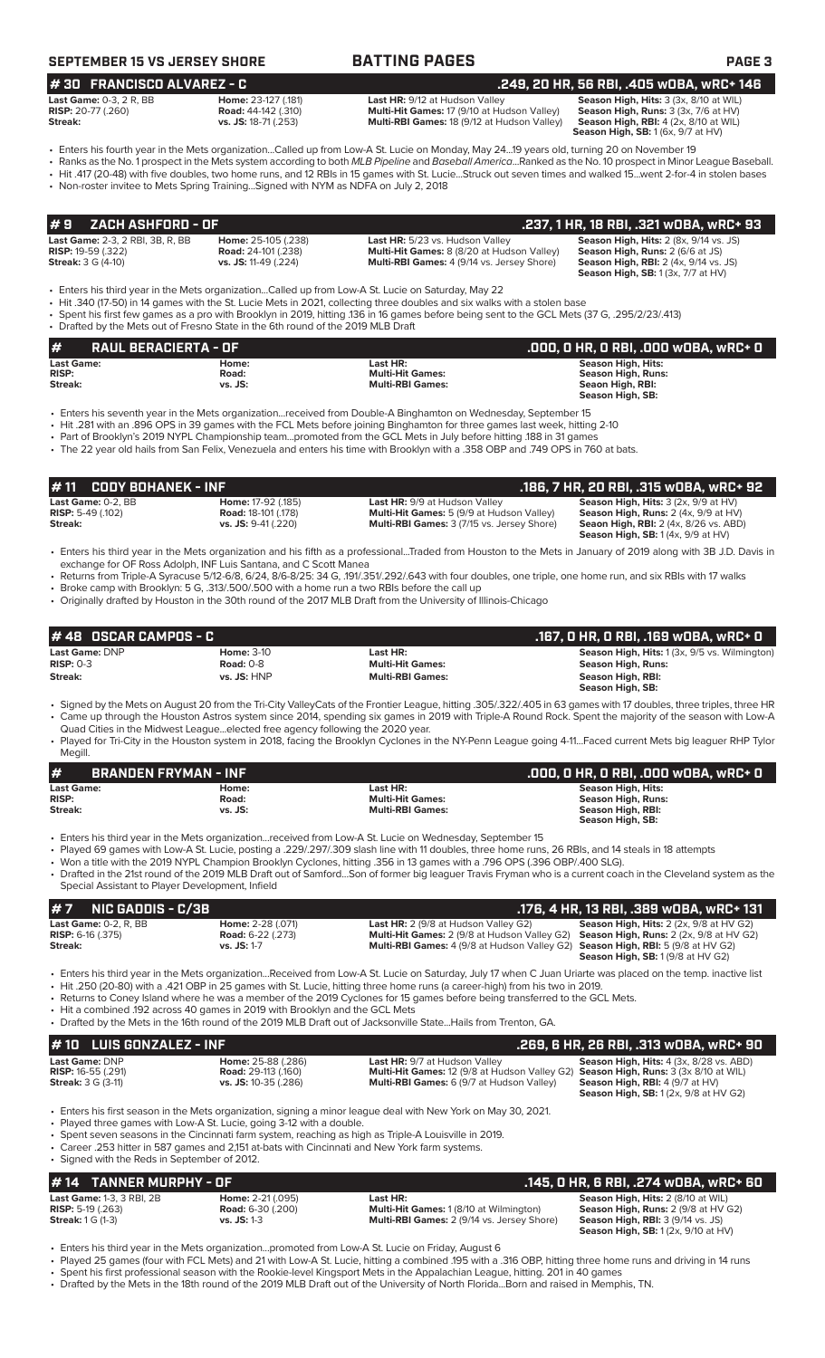**SEPTEMBER 15 VS JERSEY SHORE** | **BATTING PAGES**

## # 30 FRANCISCO ALVAREZ - C — .249, 20 HR, 56 RBI, .405 wOBA, wRC+ 146

| | | | |
|---|---|---|---|
| **Last Game:** 0-3, 2 R, BB | **Home:** 23-127 (.181) | **Last HR:** 9/12 at Hudson Valley | **Season High, Hits:** 3 (3x, 8/10 at WIL) |
| **RISP:** 20-77 (.260) | **Road:** 44-142 (.310) | **Multi-Hit Games:** 17 (9/10 at Hudson Valley) | **Season High, Runs:** 3 (3x, 7/6 at HV) |
| **Streak:** | **vs. JS:** 18-71 (.253) | **Multi-RBI Games:** 18 (9/12 at Hudson Valley) | **Season High, RBI:** 4 (2x, 8/10 at WIL) |
| | | | **Season High, SB:** 1 (6x, 9/7 at HV) |

- Enters his fourth year in the Mets organization...Called up from Low-A St. Lucie on Monday, May 24...19 years old, turning 20 on November 19
- Ranks as the No. 1 prospect in the Mets system according to both *MLB Pipeline* and *Baseball America*...Ranked as the No. 10 prospect in Minor League Baseball.
- Hit .417 (20-48) with five doubles, two home runs, and 12 RBIs in 15 games with St. Lucie...Struck out seven times and walked 15...went 2-for-4 in stolen bases
- Non-roster invitee to Mets Spring Training...Signed with NYM as NDFA on July 2, 2018

## # 9 ZACH ASHFORD - OF — .237, 1 HR, 18 RBI, .321 wOBA, wRC+ 93

| | | | |
|---|---|---|---|
| **Last Game:** 2-3, 2 RBI, 3B, R, BB | **Home:** 25-105 (.238) | **Last HR:** 5/23 vs. Hudson Valley | **Season High, Hits:** 2 (8x, 9/14 vs. JS) |
| **RISP:** 19-59 (.322) | **Road:** 24-101 (.238) | **Multi-Hit Games:** 8 (8/20 at Hudson Valley) | **Season High, Runs:** 2 (6/6 at JS) |
| **Streak:** 3 G (4-10) | **vs. JS:** 11-49 (.224) | **Multi-RBI Games:** 4 (9/14 vs. Jersey Shore) | **Season High, RBI:** 2 (4x, 9/14 vs. JS) |
| | | | **Season High, SB:** 1 (3x, 7/7 at HV) |

- Enters his third year in the Mets organization...Called up from Low-A St. Lucie on Saturday, May 22
- Hit .340 (17-50) in 14 games with the St. Lucie Mets in 2021, collecting three doubles and six walks with a stolen base
- Spent his first few games as a pro with Brooklyn in 2019, hitting .136 in 16 games before being sent to the GCL Mets (37 G, .295/2/23/.413)
- Drafted by the Mets out of Fresno State in the 6th round of the 2019 MLB Draft

## # RAUL BERACIERTA - OF — .000, 0 HR, 0 RBI, .000 wOBA, wRC+ 0

| | | | |
|---|---|---|---|
| **Last Game:** | **Home:** | **Last HR:** | **Season High, Hits:** |
| **RISP:** | **Road:** | **Multi-Hit Games:** | **Season High, Runs:** |
| **Streak:** | **vs. JS:** | **Multi-RBI Games:** | **Seaon High, RBI:** |
| | | | **Season High, SB:** |

- Enters his seventh year in the Mets organization...received from Double-A Binghamton on Wednesday, September 15
- Hit .281 with an .896 OPS in 39 games with the FCL Mets before joining Binghamton for three games last week, hitting 2-10
- Part of Brooklyn's 2019 NYPL Championship team...promoted from the GCL Mets in July before hitting .188 in 31 games
- The 22 year old hails from San Felix, Venezuela and enters his time with Brooklyn with a .358 OBP and .749 OPS in 760 at bats.

## # 11 CODY BOHANEK - INF — .186, 7 HR, 20 RBI, .315 wOBA, wRC+ 92

| | | | |
|---|---|---|---|
| **Last Game:** 0-2, BB | **Home:** 17-92 (.185) | **Last HR:** 9/9 at Hudson Valley | **Season High, Hits:** 3 (2x, 9/9 at HV) |
| **RISP:** 5-49 (.102) | **Road:** 18-101 (.178) | **Multi-Hit Games:** 5 (9/9 at Hudson Valley) | **Season High, Runs:** 2 (4x, 9/9 at HV) |
| **Streak:** | **vs. JS:** 9-41 (.220) | **Multi-RBI Games:** 3 (7/15 vs. Jersey Shore) | **Seaon High, RBI:** 2 (4x, 8/26 vs. ABD) |
| | | | **Season High, SB:** 1 (4x, 9/9 at HV) |

- Enters his third year in the Mets organization and his fifth as a professional...Traded from Houston to the Mets in January of 2019 along with 3B J.D. Davis in exchange for OF Ross Adolph, INF Luis Santana, and C Scott Manea
- Returns from Triple-A Syracuse 5/12-6/8, 6/24, 8/6-8/25: 34 G, .191/.351/.292/.643 with four doubles, one triple, one home run, and six RBIs with 17 walks
- Broke camp with Brooklyn: 5 G, .313/.500/.500 with a home run a two RBIs before the call up
- Originally drafted by Houston in the 30th round of the 2017 MLB Draft from the University of Illinois-Chicago

## # 48 OSCAR CAMPOS - C — .167, 0 HR, 0 RBI, .169 wOBA, wRC+ 0

| | | | |
|---|---|---|---|
| **Last Game:** DNP | **Home:** 3-10 | **Last HR:** | **Season High, Hits:** 1 (3x, 9/5 vs. Wilmington) |
| **RISP:** 0-3 | **Road:** 0-8 | **Multi-Hit Games:** | **Season High, Runs:** |
| **Streak:** | **vs. JS:** HNP | **Multi-RBI Games:** | **Season High, RBI:** |
| | | | **Season High, SB:** |

- Signed by the Mets on August 20 from the Tri-City ValleyCats of the Frontier League, hitting .305/.322/.405 in 63 games with 17 doubles, three triples, three HR
- Came up through the Houston Astros system since 2014, spending six games in 2019 with Triple-A Round Rock. Spent the majority of the season with Low-A Quad Cities in the Midwest League...elected free agency following the 2020 year.
- Played for Tri-City in the Houston system in 2018, facing the Brooklyn Cyclones in the NY-Penn League going 4-11...Faced current Mets big leaguer RHP Tylor Megill.

## # BRANDEN FRYMAN - INF — .000, 0 HR, 0 RBI, .000 wOBA, wRC+ 0

| | | | |
|---|---|---|---|
| **Last Game:** | **Home:** | **Last HR:** | **Season High, Hits:** |
| **RISP:** | **Road:** | **Multi-Hit Games:** | **Season High, Runs:** |
| **Streak:** | **vs. JS:** | **Multi-RBI Games:** | **Season High, RBI:** |
| | | | **Season High, SB:** |

- Enters his third year in the Mets organization...received from Low-A St. Lucie on Wednesday, September 15
- Played 69 games with Low-A St. Lucie, posting a .229/.297/.309 slash line with 11 doubles, three home runs, 26 RBIs, and 14 steals in 18 attempts
- Won a title with the 2019 NYPL Champion Brooklyn Cyclones, hitting .356 in 13 games with a .796 OPS (.396 OBP/.400 SLG).
- Drafted in the 21st round of the 2019 MLB Draft out of Samford...Son of former big leaguer Travis Fryman who is a current coach in the Cleveland system as the Special Assistant to Player Development, Infield

## # 7 NIC GADDIS - C/3B — .176, 4 HR, 13 RBI, .389 wOBA, wRC+ 131

| | | | |
|---|---|---|---|
| **Last Game:** 0-2, R, BB | **Home:** 2-28 (.071) | **Last HR:** 2 (9/8 at Hudson Valley G2) | **Season High, Hits:** 2 (2x, 9/8 at HV G2) |
| **RISP:** 6-16 (.375) | **Road:** 6-22 (.273) | **Multi-Hit Games:** 2 (9/8 at Hudson Valley G2) | **Season High, Runs:** 2 (2x, 9/8 at HV G2) |
| **Streak:** | **vs. JS:** 1-7 | **Multi-RBI Games:** 4 (9/8 at Hudson Valley G2) | **Season High, RBI:** 5 (9/8 at HV G2) |
| | | | **Season High, SB:** 1 (9/8 at HV G2) |

- Enters his third year in the Mets organization...Received from Low-A St. Lucie on Saturday, July 17 when C Juan Uriarte was placed on the temp. inactive list
- Hit .250 (20-80) with a .421 OBP in 25 games with St. Lucie, hitting three home runs (a career-high) from his two in 2019.
- Returns to Coney Island where he was a member of the 2019 Cyclones for 15 games before being transferred to the GCL Mets.
- Hit a combined .192 across 40 games in 2019 with Brooklyn and the GCL Mets
- Drafted by the Mets in the 16th round of the 2019 MLB Draft out of Jacksonville State...Hails from Trenton, GA.

## # 10 LUIS GONZALEZ - INF — .269, 6 HR, 26 RBI, .313 wOBA, wRC+ 90

| | | | |
|---|---|---|---|
| **Last Game:** DNP | **Home:** 25-88 (.286) | **Last HR:** 9/7 at Hudson Valley | **Season High, Hits:** 4 (3x, 8/28 vs. ABD) |
| **RISP:** 16-55 (.291) | **Road:** 29-113 (.160) | **Multi-Hit Games:** 12 (9/8 at Hudson Valley G2) | **Season High, Runs:** 3 (3x 8/10 at WIL) |
| **Streak:** 3 G (3-11) | **vs. JS:** 10-35 (.286) | **Multi-RBI Games:** 6 (9/7 at Hudson Valley) | **Season High, RBI:** 4 (9/7 at HV) |
| | | | **Season High, SB:** 1 (2x, 9/8 at HV G2) |

- Enters his first season in the Mets organization, signing a minor league deal with New York on May 30, 2021.
- Played three games with Low-A St. Lucie, going 3-12 with a double.
- Spent seven seasons in the Cincinnati farm system, reaching as high as Triple-A Louisville in 2019.
- Career .253 hitter in 587 games and 2,151 at-bats with Cincinnati and New York farm systems.
- Signed with the Reds in September of 2012.

## # 14 TANNER MURPHY - OF — .145, 0 HR, 6 RBI, .274 wOBA, wRC+ 60

| | | | |
|---|---|---|---|
| **Last Game:** 1-3, 3 RBI, 2B | **Home:** 2-21 (.095) | **Last HR:** | **Season High, Hits:** 2 (8/10 at WIL) |
| **RISP:** 5-19 (.263) | **Road:** 6-30 (.200) | **Multi-Hit Games:** 1 (8/10 at Wilmington) | **Season High, Runs:** 2 (9/8 at HV G2) |
| **Streak:** 1 G (1-3) | **vs. JS:** 1-3 | **Multi-RBI Games:** 2 (9/14 vs. Jersey Shore) | **Season High, RBI:** 3 (9/14 vs. JS) |
| | | | **Season High, SB:** 1 (2x, 9/10 at HV) |

- Enters his third year in the Mets organization...promoted from Low-A St. Lucie on Friday, August 6
- Played 25 games (four with FCL Mets) and 21 with Low-A St. Lucie, hitting a combined .195 with a .316 OBP, hitting three home runs and driving in 14 runs
- Spent his first professional season with the Rookie-level Kingsport Mets in the Appalachian League, hitting. 201 in 40 games
- Drafted by the Mets in the 18th round of the 2019 MLB Draft out of the University of North Florida...Born and raised in Memphis, TN.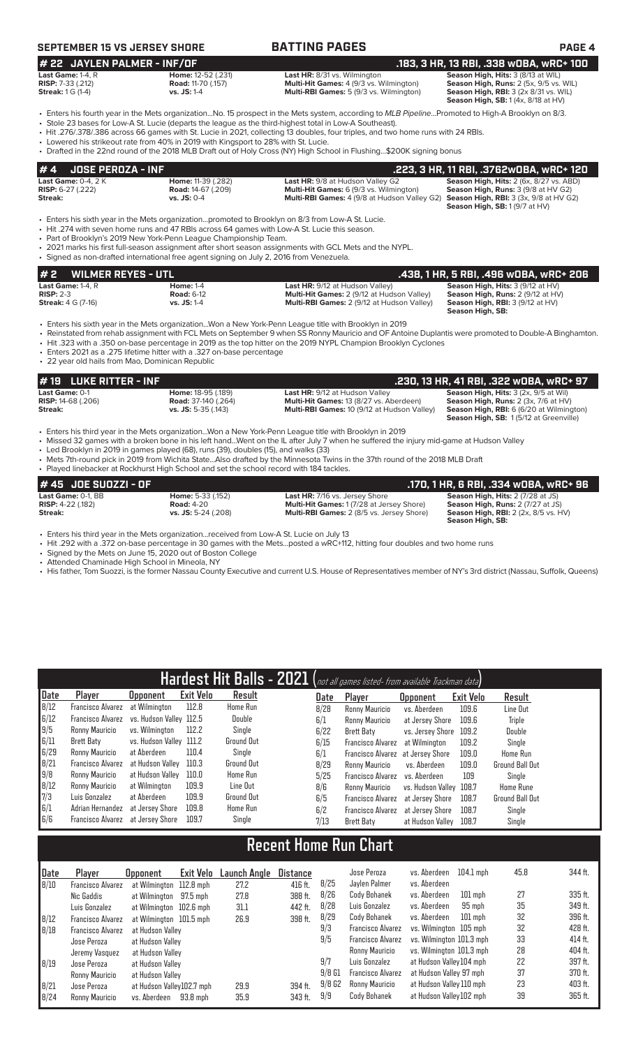# SEPTEMBER 15 VS JERSEY SHORE — BATTING PAGES

## # 22 JAYLEN PALMER - INF/OF — .183, 3 HR, 13 RBI, .338 wOBA, wRC+ 100

**Last Game:** 1-4, R
**RISP:** 7-33 (.212)
**Streak:** 1 G (1-4)

**Home:** 12-52 (.231)
**Road:** 11-70 (.157)
**vs. JS:** 1-4

**Last HR:** 8/31 vs. Wilmington
**Multi-Hit Games:** 4 (9/3 vs. Wilmington)
**Multi-RBI Games:** 5 (9/3 vs. Wilmington)

**Season High, Hits:** 3 (8/13 at WIL)
**Season High, Runs:** 2 (5x, 9/5 vs. WIL)
**Season High, RBI:** 3 (2x 8/31 vs. WIL)
**Season High, SB:** 1 (4x, 8/18 at HV)

- Enters his fourth year in the Mets organization...No. 15 prospect in the Mets system, according to *MLB Pipeline*...Promoted to High-A Brooklyn on 8/3.
- Stole 23 bases for Low-A St. Lucie (departs the league as the third-highest total in Low-A Southeast).
- Hit .276/.378/.386 across 66 games with St. Lucie in 2021, collecting 13 doubles, four triples, and two home runs with 24 RBIs.
- Lowered his strikeout rate from 40% in 2019 with Kingsport to 28% with St. Lucie.
- Drafted in the 22nd round of the 2018 MLB Draft out of Holy Cross (NY) High School in Flushing...$200K signing bonus

## # 4 JOSE PEROZA - INF — .223, 3 HR, 11 RBI, .3762wOBA, wRC+ 120

**Last Game:** 0-4, 2 K
**RISP:** 6-27 (.222)
**Streak:**

**Home:** 11-39 (.282)
**Road:** 14-67 (.209)
**vs. JS:** 0-4

**Last HR:** 9/8 at Hudson Valley G2
**Multi-Hit Games:** 6 (9/3 vs. Wilmington)
**Multi-RBI Games:** 4 (9/8 at Hudson Valley G2)

**Season High, Hits:** 2 (6x, 8/27 vs. ABD)
**Season High, Runs:** 3 (9/8 at HV G2)
**Season High, RBI:** 3 (3x, 9/8 at HV G2)
**Season High, SB:** 1 (9/7 at HV)

- Enters his sixth year in the Mets organization...promoted to Brooklyn on 8/3 from Low-A St. Lucie.
- Hit .274 with seven home runs and 47 RBIs across 64 games with Low-A St. Lucie this season.
- Part of Brooklyn's 2019 New York-Penn League Championship Team.
- 2021 marks his first full-season assignment after short season assignments with GCL Mets and the NYPL.
- Signed as non-drafted international free agent signing on July 2, 2016 from Venezuela.

## # 2 WILMER REYES - UTL — .438, 1 HR, 5 RBI, .496 wOBA, wRC+ 206

**Last Game:** 1-4, R
**RISP:** 2-3
**Streak:** 4 G (7-16)

**Home:** 1-4
**Road:** 6-12
**vs. JS:** 1-4

**Last HR:** 9/12 at Hudson Valley)
**Multi-Hit Games:** 2 (9/12 at Hudson Valley)
**Multi-RBI Games:** 2 (9/12 at Hudson Valley)

**Season High, Hits:** 3 (9/12 at HV)
**Season High, Runs:** 2 (9/12 at HV)
**Season High, RBI:** 3 (9/12 at HV)
**Season High, SB:**

- Enters his sixth year in the Mets organization...Won a New York-Penn League title with Brooklyn in 2019
- Reinstated from rehab assignment with FCL Mets on September 9 when SS Ronny Mauricio and OF Antoine Duplantis were promoted to Double-A Binghamton.
- Hit .323 with a .350 on-base percentage in 2019 as the top hitter on the 2019 NYPL Champion Brooklyn Cyclones
- Enters 2021 as a .275 lifetime hitter with a .327 on-base percentage
- 22 year old hails from Mao, Dominican Republic

## # 19 LUKE RITTER - INF — .230, 13 HR, 41 RBI, .322 wOBA, wRC+ 97

**Last Game:** 0-1
**RISP:** 14-68 (.206)
**Streak:**

**Home:** 18-95 (.189)
**Road:** 37-140 (.264)
**vs. JS:** 5-35 (.143)

**Last HR:** 9/12 at Hudson Valley
**Multi-Hit Games:** 13 (8/27 vs. Aberdeen)
**Multi-RBI Games:** 10 (9/12 at Hudson Valley)

**Season High, Hits:** 3 (2x, 9/5 at Wil)
**Season High, Runs:** 2 (3x, 7/6 at HV)
**Season High, RBI:** 6 (6/20 at Wilmington)
**Season High, SB:** 1 (5/12 at Greenville)

- Enters his third year in the Mets organization...Won a New York-Penn League title with Brooklyn in 2019
- Missed 32 games with a broken bone in his left hand...Went on the IL after July 7 when he suffered the injury mid-game at Hudson Valley
- Led Brooklyn in 2019 in games played (68), runs (39), doubles (15), and walks (33)
- Mets 7th-round pick in 2019 from Wichita State...Also drafted by the Minnesota Twins in the 37th round of the 2018 MLB Draft
- Played linebacker at Rockhurst High School and set the school record with 184 tackles.

## # 45 JOE SUOZZI - OF — .170, 1 HR, 6 RBI, .334 wOBA, wRC+ 96

**Last Game:** 0-1, BB
**RISP:** 4-22 (.182)
**Streak:**

**Home:** 5-33 (.152)
**Road:** 4-20
**vs. JS:** 5-24 (.208)

**Last HR:** 7/16 vs. Jersey Shore
**Multi-Hit Games:** 1 (7/28 at Jersey Shore)
**Multi-RBI Games:** 2 (8/5 vs. Jersey Shore)

**Season High, Hits:** 2 (7/28 at JS)
**Season High, Runs:** 2 (7/27 at JS)
**Season High, RBI:** 2 (2x, 8/5 vs. HV)
**Season High, SB:**

- Enters his third year in the Mets organization...received from Low-A St. Lucie on July 13
- Hit .292 with a .372 on-base percentage in 30 games with the Mets...posted a wRC+112, hitting four doubles and two home runs
- Signed by the Mets on June 15, 2020 out of Boston College
- Attended Chaminade High School in Mineola, NY
- His father, Tom Suozzi, is the former Nassau County Executive and current U.S. House of Representatives member of NY's 3rd district (Nassau, Suffolk, Queens)

## Hardest Hit Balls - 2021 (not all games listed- from available Trackman data)

| Date | Player | Opponent | Exit Velo | Result | Date | Player | Opponent | Exit Velo | Result |
|---|---|---|---|---|---|---|---|---|---|
| 8/12 | Francisco Alvarez | at Wilmington | 112.8 | Home Run | 8/28 | Ronny Mauricio | vs. Aberdeen | 109.6 | Line Out |
| 6/12 | Francisco Alvarez | vs. Hudson Valley | 112.5 | Double | 6/1 | Ronny Mauricio | at Jersey Shore | 109.6 | Triple |
| 9/5 | Ronny Mauricio | vs. Wilmington | 112.2 | Single | 6/22 | Brett Baty | vs. Jersey Shore | 109.2 | Double |
| 6/11 | Brett Baty | vs. Hudson Valley | 111.2 | Ground Out | 6/15 | Francisco Alvarez | at Wilmington | 109.2 | Single |
| 6/29 | Ronny Mauricio | at Aberdeen | 110.4 | Single | 6/1 | Francisco Alvarez | at Jersey Shore | 109.0 | Home Run |
| 8/21 | Francisco Alvarez | at Hudson Valley | 110.3 | Ground Out | 8/29 | Ronny Mauricio | vs. Aberdeen | 109.0 | Ground Ball Out |
| 9/8 | Ronny Mauricio | at Hudson Valley | 110.0 | Home Run | 5/25 | Francisco Alvarez | vs. Aberdeen | 109 | Single |
| 8/12 | Ronny Mauricio | at Wilmington | 109.9 | Line Out | 8/6 | Ronny Mauricio | vs. Hudson Valley | 108.7 | Home Rune |
| 7/3 | Luis Gonzalez | at Aberdeen | 109.9 | Ground Out | 6/5 | Francisco Alvarez | at Jersey Shore | 108.7 | Ground Ball Out |
| 6/1 | Adrian Hernandez | at Jersey Shore | 109.8 | Home Run | 6/2 | Francisco Alvarez | at Jersey Shore | 108.7 | Single |
| 6/6 | Francisco Alvarez | at Jersey Shore | 109.7 | Single | 7/13 | Brett Baty | at Hudson Valley | 108.7 | Single |

## Recent Home Run Chart

| Date | Player | Opponent | Exit Velo | Launch Angle | Distance |
|---|---|---|---|---|---|
| 8/10 | Francisco Alvarez | at Wilmington | 112.8 mph | 27.2 | 416 ft. |
| | Nic Gaddis | at Wilmington | 97.5 mph | 27.8 | 388 ft. |
| | Luis Gonzalez | at Wilmington | 102.6 mph | 31.1 | 442 ft. |
| 8/12 | Francisco Alvarez | at Wilmington | 101.5 mph | 26.9 | 398 ft. |
| 8/18 | Francisco Alvarez | at Hudson Valley | | | |
| | Jose Peroza | at Hudson Valley | | | |
| | Jeremy Vasquez | at Hudson Valley | | | |
| 8/19 | Jose Peroza | at Hudson Valley | | | |
| | Ronny Mauricio | at Hudson Valley | | | |
| 8/21 | Jose Peroza | at Hudson Valley | 102.7 mph | 29.9 | 394 ft. |
| 8/24 | Ronny Mauricio | vs. Aberdeen | 93.8 mph | 35.9 | 343 ft. |
| | Jose Peroza | vs. Aberdeen | 104.1 mph | 45.8 | 344 ft. |
| 8/25 | Jaylen Palmer | vs. Aberdeen | | | |
| 8/26 | Cody Bohanek | vs. Aberdeen | 101 mph | 27 | 335 ft. |
| 8/28 | Luis Gonzalez | vs. Aberdeen | 95 mph | 35 | 349 ft. |
| 8/29 | Cody Bohanek | vs. Aberdeen | 101 mph | 32 | 396 ft. |
| 9/3 | Francisco Alvarez | vs. Wilmington | 105 mph | 32 | 428 ft. |
| 9/5 | Francisco Alvarez | vs. Wilmington | 101.3 mph | 33 | 414 ft. |
| | Ronny Mauricio | vs. Wilmington | 101.3 mph | 28 | 404 ft. |
| 9/7 | Luis Gonzalez | at Hudson Valley | 104 mph | 22 | 397 ft. |
| 9/8 G1 | Francisco Alvarez | at Hudson Valley | 97 mph | 37 | 370 ft. |
| 9/8 G2 | Ronny Mauricio | at Hudson Valley | 110 mph | 23 | 403 ft. |
| 9/9 | Cody Bohanek | at Hudson Valley | 102 mph | 39 | 365 ft. |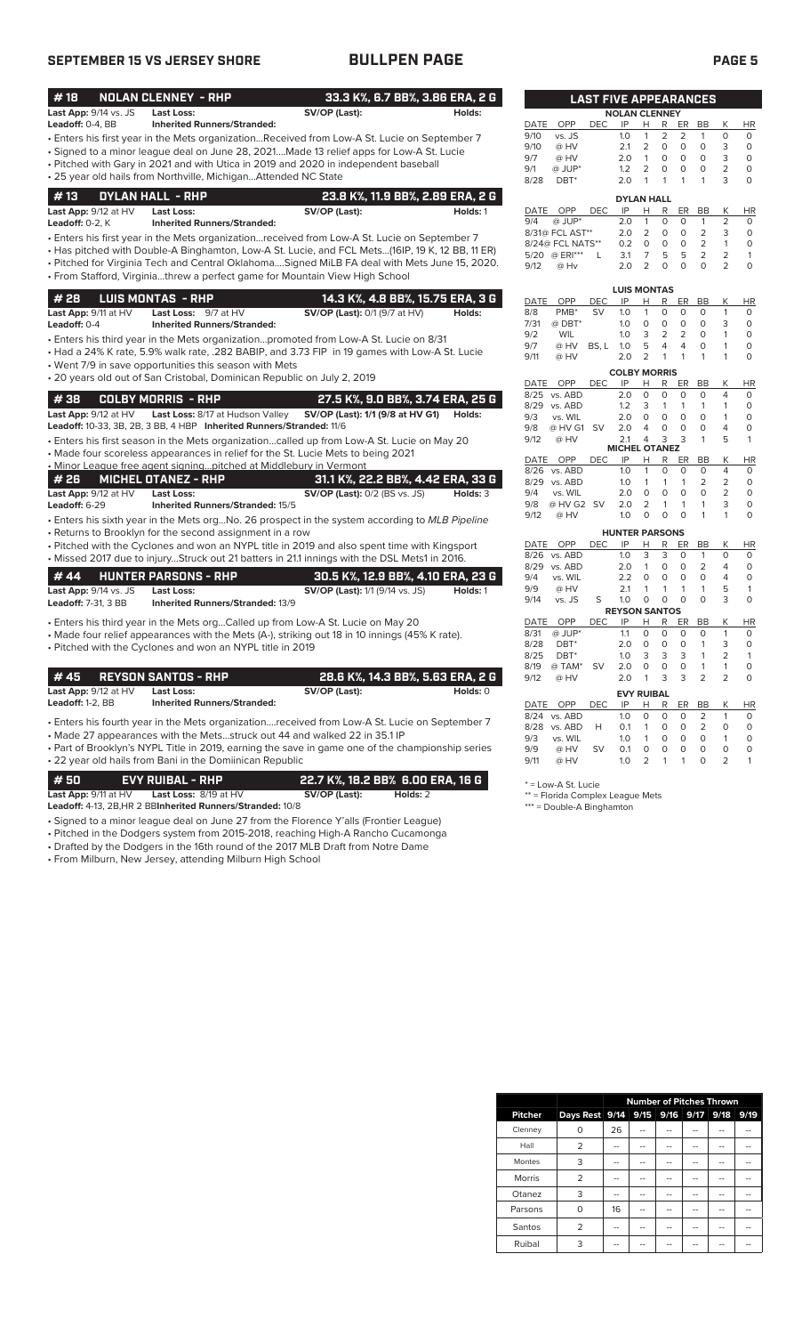## SEPTEMBER 15 VS JERSEY SHORE — BULLPEN PAGE

### # 18 NOLAN CLENNEY - RHP — 33.3 K%, 6.7 BB%, 3.86 ERA, 2 G

**Last App:** 9/14 vs. JS **Last Loss:** **SV/OP (Last):** **Holds:**
**Leadoff:** 0-4, BB **Inherited Runners/Stranded:**

- Enters his first year in the Mets organization...Received from Low-A St. Lucie on September 7
- Signed to a minor league deal on June 28, 2021....Made 13 relief apps for Low-A St. Lucie
- Pitched with Gary in 2021 and with Utica in 2019 and 2020 in independent baseball
- 25 year old hails from Northville, Michigan...Attended NC State

### # 13 DYLAN HALL - RHP — 23.8 K%, 11.9 BB%, 2.89 ERA, 2 G

**Last App:** 9/12 at HV **Last Loss:** **SV/OP (Last):** **Holds:** 1
**Leadoff:** 0-2, K **Inherited Runners/Stranded:**

- Enters his first year in the Mets organization...received from Low-A St. Lucie on September 7
- Has pitched with Double-A Binghamton, Low-A St. Lucie, and FCL Mets...(16IP, 19 K, 12 BB, 11 ER)
- Pitched for Virginia Tech and Central Oklahoma....Signed MiLB FA deal with Mets June 15, 2020.
- From Stafford, Virginia...threw a perfect game for Mountain View High School

### # 28 LUIS MONTAS - RHP — 14.3 K%, 4.8 BB%, 15.75 ERA, 3 G

**Last App:** 9/11 at HV **Last Loss:** 9/7 at HV **SV/OP (Last):** 0/1 (9/7 at HV) **Holds:**
**Leadoff:** 0-4 **Inherited Runners/Stranded:**

- Enters his third year in the Mets organization...promoted from Low-A St. Lucie on 8/31
- Had a 24% K rate, 5.9% walk rate, .282 BABIP, and 3.73 FIP in 19 games with Low-A St. Lucie
- Went 7/9 in save opportunities this season with Mets
- 20 years old out of San Cristobal, Dominican Republic on July 2, 2019

### # 38 COLBY MORRIS - RHP — 27.5 K%, 9.0 BB%, 3.74 ERA, 25 G

**Last App:** 9/12 at HV **Last Loss:** 8/17 at Hudson Valley **SV/OP (Last):** 1/1 (9/8 at HV G1) **Holds:**
**Leadoff:** 10-33, 3B, 2B, 3 BB, 4 HBP **Inherited Runners/Stranded:** 11/6

- Enters his first season in the Mets organization...called up from Low-A St. Lucie on May 20
- Made four scoreless appearances in relief for the St. Lucie Mets to begin 2021
- Minor League free agent signing...pitched at Middlebury in Vermont

### # 26 MICHEL OTANEZ - RHP — 31.1 K%, 22.2 BB%, 4.42 ERA, 33 G

**Last App:** 9/12 at HV **Last Loss:** **SV/OP (Last):** 0/2 (BS vs. JS) **Holds:** 3
**Leadoff:** 6-29 **Inherited Runners/Stranded:** 15/5

- Enters his sixth year in the Mets org...No. 26 prospect in the system according to *MLB Pipeline*
- Returns to Brooklyn for the second assignment in a row
- Pitched with the Cyclones and won an NYPL title in 2019 and also spent time with Kingsport
- Missed 2017 due to injury...Struck out 21 batters in 21.1 innings with the DSL Mets1 in 2016.

### # 44 HUNTER PARSONS - RHP — 30.5 K%, 12.9 BB%, 4.10 ERA, 23 G

**Last App:** 9/14 vs. JS **Last Loss:** **SV/OP (Last):** 1/1 (9/14 vs. JS) **Holds:** 1
**Leadoff:** 7-31, 3 BB **Inherited Runners/Stranded:** 13/9

- Enters his third year in the Mets org...Called up from Low-A St. Lucie on May 20
- Made four relief appearances with the Mets (A-), striking out 18 in 10 innings (45% K rate).
- Pitched with the Cyclones and won an NYPL title in 2019

### # 45 REYSON SANTOS - RHP — 28.6 K%, 14.3 BB%, 5.63 ERA, 2 G

**Last App:** 9/12 at HV **Last Loss:** **SV/OP (Last):** **Holds:** 0
**Leadoff:** 1-2, BB **Inherited Runners/Stranded:**

- Enters his fourth year in the Mets organization....received from Low-A St. Lucie on September 7
- Made 27 appearances with the Mets...struck out 44 and walked 22 in 35.1 IP
- Part of Brooklyn's NYPL Title in 2019, earning the save in game one of the championship series
- 22 year old hails from Bani in the Domiinican Republic

### # 50 EVY RUIBAL - RHP — 22.7 K%, 18.2 BB% 6.00 ERA, 16 G

**Last App:** 9/11 at HV **Last Loss:** 8/19 at HV **SV/OP (Last):** **Holds:** 2
**Leadoff:** 4-13, 2B, HR 2 BB **Inherited Runners/Stranded:** 10/8

- Signed to a minor league deal on June 27 from the Florence Y'alls (Frontier League)
- Pitched in the Dodgers system from 2015-2018, reaching High-A Rancho Cucamonga
- Drafted by the Dodgers in the 16th round of the 2017 MLB Draft from Notre Dame
- From Milburn, New Jersey, attending Milburn High School

## LAST FIVE APPEARANCES

**NOLAN CLENNEY**

| DATE | OPP | DEC | IP | H | R | ER | BB | K | HR |
|---|---|---|---|---|---|---|---|---|---|
| 9/10 | vs. JS | | 1.0 | 1 | 2 | 2 | 1 | 0 | 0 |
| 9/10 | @ HV | | 2.1 | 2 | 0 | 0 | 0 | 3 | 0 |
| 9/7 | @ HV | | 2.0 | 1 | 0 | 0 | 0 | 3 | 0 |
| 9/1 | @ JUP* | | 1.2 | 2 | 0 | 0 | 0 | 2 | 0 |
| 8/28 | DBT* | | 2.0 | 1 | 1 | 1 | 1 | 3 | 0 |

**DYLAN HALL**

| DATE | OPP | DEC | IP | H | R | ER | BB | K | HR |
|---|---|---|---|---|---|---|---|---|---|
| 9/4 | @ JUP* | | 2.0 | 1 | 0 | 0 | 1 | 2 | 0 |
| 8/31 | @ FCL AST** | | 2.0 | 2 | 0 | 0 | 2 | 3 | 0 |
| 8/24 | @ FCL NATS** | | 0.2 | 0 | 0 | 0 | 2 | 1 | 0 |
| 5/20 | @ ERI*** | L | 3.1 | 7 | 5 | 5 | 2 | 2 | 1 |
| 9/12 | @ Hv | | 2.0 | 2 | 0 | 0 | 0 | 2 | 0 |

**LUIS MONTAS**

| DATE | OPP | DEC | IP | H | R | ER | BB | K | HR |
|---|---|---|---|---|---|---|---|---|---|
| 8/8 | PMB* | SV | 1.0 | 1 | 0 | 0 | 0 | 1 | 0 |
| 7/31 | @ DBT* | | 1.0 | 0 | 0 | 0 | 0 | 3 | 0 |
| 9/2 | WIL | | 1.0 | 3 | 2 | 2 | 0 | 1 | 0 |
| 9/7 | @ HV | BS, L | 1.0 | 5 | 4 | 4 | 0 | 1 | 0 |
| 9/11 | @ HV | | 2.0 | 2 | 1 | 1 | 1 | 1 | 0 |

**COLBY MORRIS**

| DATE | OPP | DEC | IP | H | R | ER | BB | K | HR |
|---|---|---|---|---|---|---|---|---|---|
| 8/25 | vs. ABD | | 2.0 | 0 | 0 | 0 | 0 | 4 | 0 |
| 8/29 | vs. ABD | | 1.2 | 3 | 1 | 1 | 1 | 1 | 0 |
| 9/3 | vs. WIL | | 2.0 | 0 | 0 | 0 | 0 | 1 | 0 |
| 9/8 | @ HV G1 | SV | 2.0 | 4 | 0 | 0 | 0 | 4 | 0 |
| 9/12 | @ HV | | 2.1 | 4 | 3 | 3 | 1 | 5 | 1 |

**MICHEL OTANEZ**

| DATE | OPP | DEC | IP | H | R | ER | BB | K | HR |
|---|---|---|---|---|---|---|---|---|---|
| 8/26 | vs. ABD | | 1.0 | 1 | 0 | 0 | 0 | 4 | 0 |
| 8/29 | vs. ABD | | 1.0 | 1 | 1 | 1 | 2 | 2 | 0 |
| 9/4 | vs. WIL | | 2.0 | 0 | 0 | 0 | 0 | 2 | 0 |
| 9/8 | @ HV G2 | SV | 2.0 | 2 | 1 | 1 | 1 | 3 | 0 |
| 9/12 | @ HV | | 1.0 | 0 | 0 | 0 | 1 | 1 | 0 |

**HUNTER PARSONS**

| DATE | OPP | DEC | IP | H | R | ER | BB | K | HR |
|---|---|---|---|---|---|---|---|---|---|
| 8/26 | vs. ABD | | 1.0 | 3 | 3 | 0 | 1 | 0 | 0 |
| 8/29 | vs. ABD | | 2.0 | 1 | 0 | 0 | 2 | 4 | 0 |
| 9/4 | vs. WIL | | 2.2 | 0 | 0 | 0 | 0 | 4 | 0 |
| 9/9 | @ HV | | 2.1 | 1 | 1 | 1 | 1 | 5 | 1 |
| 9/14 | vs. JS | S | 1.0 | 0 | 0 | 0 | 0 | 3 | 0 |

**REYSON SANTOS**

| DATE | OPP | DEC | IP | H | R | ER | BB | K | HR |
|---|---|---|---|---|---|---|---|---|---|
| 8/31 | @ JUP* | | 1.1 | 0 | 0 | 0 | 0 | 1 | 0 |
| 8/28 | DBT* | | 2.0 | 0 | 0 | 0 | 1 | 3 | 0 |
| 8/25 | DBT* | | 1.0 | 3 | 3 | 3 | 1 | 2 | 1 |
| 8/19 | @ TAM* | SV | 2.0 | 0 | 0 | 0 | 1 | 1 | 0 |
| 9/12 | @ HV | | 2.0 | 1 | 3 | 3 | 2 | 2 | 0 |

**EVY RUIBAL**

| DATE | OPP | DEC | IP | H | R | ER | BB | K | HR |
|---|---|---|---|---|---|---|---|---|---|
| 8/24 | vs. ABD | | 1.0 | 0 | 0 | 0 | 2 | 1 | 0 |
| 8/28 | vs. ABD | H | 0.1 | 1 | 0 | 0 | 2 | 0 | 0 |
| 9/3 | vs. WIL | | 1.0 | 1 | 0 | 0 | 0 | 1 | 0 |
| 9/9 | @ HV | SV | 0.1 | 0 | 0 | 0 | 0 | 0 | 0 |
| 9/11 | @ HV | | 1.0 | 2 | 1 | 1 | 0 | 2 | 1 |

\* = Low-A St. Lucie
** = Florida Complex League Mets
*** = Double-A Binghamton

| | | Number of Pitches Thrown | | | | | |
|---|---|---|---|---|---|---|---|
| **Pitcher** | **Days Rest** | **9/14** | **9/15** | **9/16** | **9/17** | **9/18** | **9/19** |
| Clenney | 0 | 26 | -- | -- | -- | -- | -- |
| Hall | 2 | -- | -- | -- | -- | -- | -- |
| Montes | 3 | -- | -- | -- | -- | -- | -- |
| Morris | 2 | -- | -- | -- | -- | -- | -- |
| Otanez | 3 | -- | -- | -- | -- | -- | -- |
| Parsons | 0 | 16 | -- | -- | -- | -- | -- |
| Santos | 2 | -- | -- | -- | -- | -- | -- |
| Ruibal | 3 | -- | -- | -- | -- | -- | -- |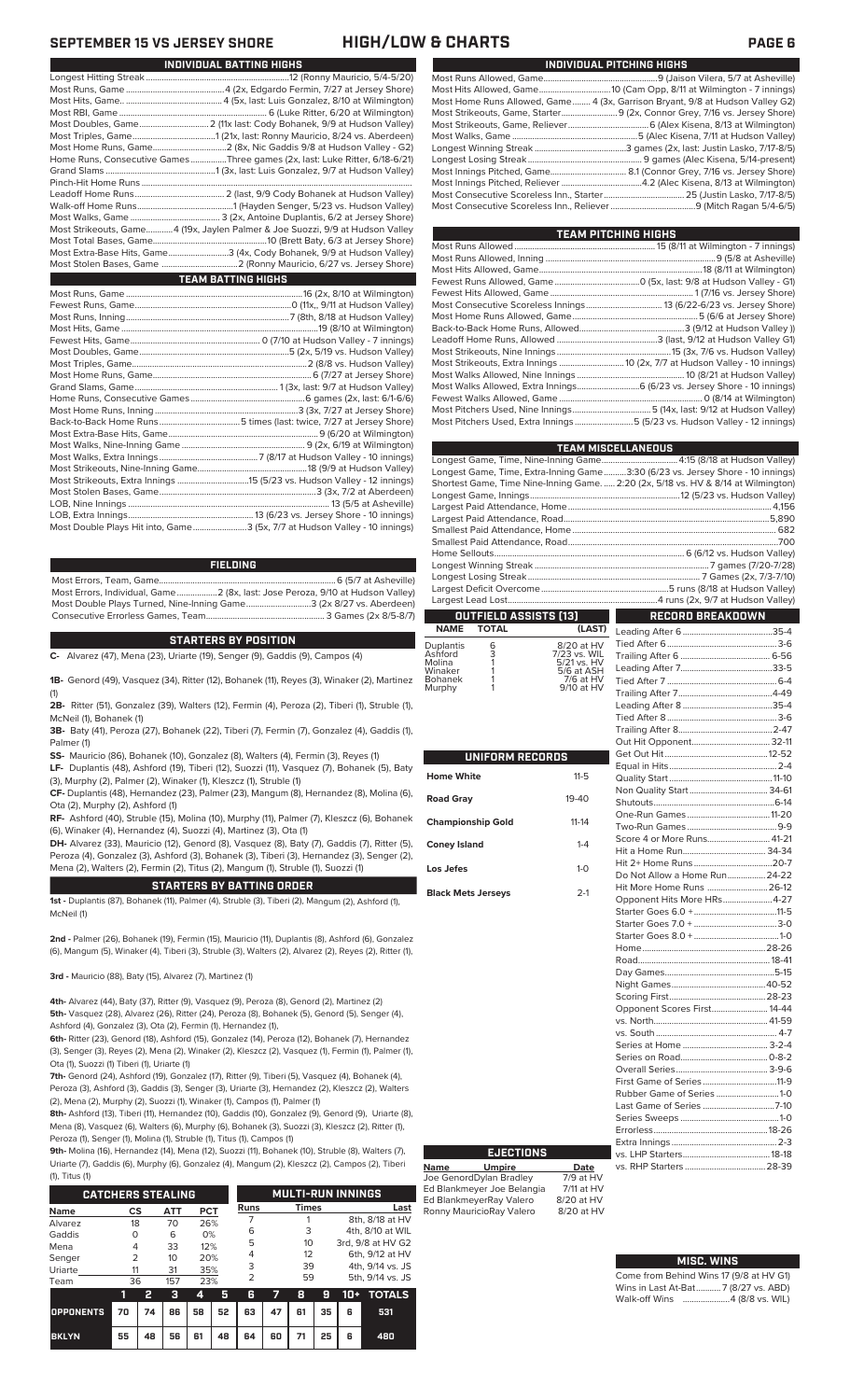## SEPTEMBER 15 VS JERSEY SHORE — HIGH/LOW & CHARTS

### INDIVIDUAL BATTING HIGHS

Longest Hitting Streak....12 (Ronny Mauricio, 5/4-5/20)
Most Runs, Game....4 (2x, Edgardo Fermin, 7/27 at Jersey Shore)
Most Hits, Game....4 (5x, last: Luis Gonzalez, 8/10 at Wilmington)
Most RBI, Game....6 (Luke Ritter, 6/20 at Wilmington)
Most Doubles, Game....2 (11x last: Cody Bohanek, 9/9 at Hudson Valley)
Most Triples, Game....1 (21x, last: Ronny Mauricio, 8/24 vs. Aberdeen)
Most Home Runs, Game....2 (8x, Nic Gaddis 9/8 at Hudson Valley - G2)
Home Runs, Consecutive Games....Three games (2x, last: Luke Ritter, 6/18-6/21)
Grand Slams....1 (3x, last: Luis Gonzalez, 9/7 at Hudson Valley)
Pinch-Hit Home Runs....
Leadoff Home Runs....2 (last, 9/9 Cody Bohanek at Hudson Valley)
Walk-off Home Runs....1 (Hayden Senger, 5/23 vs. Hudson Valley)
Most Walks, Game....3 (2x, Antoine Duplantis, 6/2 at Jersey Shore)
Most Strikeouts, Game....4 (19x, Jaylen Palmer & Joe Suozzi, 9/9 at Hudson Valley)
Most Total Bases, Game....10 (Brett Baty, 6/3 at Jersey Shore)
Most Extra-Base Hits, Game....3 (4x, Cody Bohanek, 9/9 at Hudson Valley)
Most Stolen Bases, Game....2 (Ronny Mauricio, 6/27 vs. Jersey Shore)

### TEAM BATTING HIGHS

Most Runs, Game....16 (2x, 8/10 at Wilmington)
Fewest Runs, Game....0 (11x,, 9/11 at Hudson Valley)
Most Runs, Inning....7 (8th, 8/18 at Hudson Valley)
Most Hits, Game....19 (8/10 at Wilmington)
Fewest Hits, Game....0 (7/10 at Hudson Valley - 7 innings)
Most Doubles, Game....5 (2x, 5/19 vs. Hudson Valley)
Most Triples, Game....2 (8/8 vs. Hudson Valley)
Most Home Runs, Game....6 (7/27 at Jersey Shore)
Grand Slams, Game....1 (3x, last: 9/7 at Hudson Valley)
Home Runs, Consecutive Games....6 games (2x, last: 6/1-6/6)
Most Home Runs, Inning....3 (3x, 7/27 at Jersey Shore)
Back-to-Back Home Runs....5 times (last: twice, 7/27 at Jersey Shore)
Most Extra-Base Hits, Game....9 (6/20 at Wilmington)
Most Walks, Nine-Inning Game....9 (2x, 6/19 at Wilmington)
Most Walks, Extra Innings....7 (8/17 at Hudson Valley - 10 innings)
Most Strikeouts, Nine-Inning Game....18 (9/9 at Hudson Valley)
Most Strikeouts, Extra Innings....15 (5/23 vs. Hudson Valley - 12 innings)
Most Stolen Bases, Game....3 (3x, 7/2 at Aberdeen)
LOB, Nine Innings....13 (5/5 at Asheville)
LOB, Extra Innings....13 (6/23 vs. Jersey Shore - 10 innings)
Most Double Plays Hit into, Game....3 (5x, 7/7 at Hudson Valley - 10 innings)

### FIELDING

Most Errors, Team, Game....6 (5/7 at Asheville)
Most Errors, Individual, Game....2 (8x, last: Jose Peroza, 9/10 at Hudson Valley)
Most Double Plays Turned, Nine-Inning Game....3 (2x 8/27 vs. Aberdeen)
Consecutive Errorless Games, Team....3 Games (2x 8/5-8/7)

### STARTERS BY POSITION

**C-** Alvarez (47), Mena (23), Uriarte (19), Senger (9), Gaddis (9), Campos (4)

**1B-** Genord (49), Vasquez (34), Ritter (12), Bohanek (11), Reyes (3), Winaker (2), Martinez (1)

**2B-** Ritter (51), Gonzalez (39), Walters (12), Fermin (4), Peroza (2), Tiberi (1), Struble (1), McNeil (1), Bohanek (1)

**3B-** Baty (41), Peroza (27), Bohanek (22), Tiberi (7), Fermin (7), Gonzalez (4), Gaddis (1), Palmer (1)

**SS-** Mauricio (86), Bohanek (10), Gonzalez (8), Walters (4), Fermin (3), Reyes (1)

**LF-** Duplantis (48), Ashford (19), Tiberi (12), Suozzi (11), Vasquez (7), Bohanek (5), Baty (3), Murphy (2), Palmer (2), Winaker (1), Kleszcz (1), Struble (1)

**CF-** Duplantis (48), Hernandez (23), Palmer (23), Mangum (8), Hernandez (8), Molina (6), Ota (2), Murphy (2), Ashford (1)

**RF-** Ashford (40), Struble (15), Molina (10), Murphy (11), Palmer (7), Kleszcz (6), Bohanek (6), Winaker (4), Hernandez (4), Suozzi (4), Martinez (3), Ota (1)

**DH-** Alvarez (33), Mauricio (12), Genord (8), Vasquez (8), Baty (7), Gaddis (7), Ritter (5), Peroza (4), Gonzalez (3), Ashford (3), Bohanek (3), Tiberi (3), Hernandez (3), Senger (2), Mena (2), Walters (2), Fermin (2), Titus (2), Mangum (1), Struble (1), Suozzi (1)

### STARTERS BY BATTING ORDER

**1st -** Duplantis (87), Bohanek (11), Palmer (4), Struble (3), Tiberi (2), Mangum (2), Ashford (1), McNeil (1)

**2nd -** Palmer (26), Bohanek (19), Fermin (15), Mauricio (11), Duplantis (8), Ashford (6), Gonzalez (6), Mangum (5), Winaker (4), Tiberi (3), Struble (3), Walters (2), Alvarez (2), Reyes (2), Ritter (1),

**3rd -** Mauricio (88), Baty (15), Alvarez (7), Martinez (1)

**4th-** Alvarez (44), Baty (37), Ritter (9), Vasquez (9), Peroza (8), Genord (2), Martinez (2)
**5th-** Vasquez (28), Alvarez (26), Ritter (24), Peroza (8), Bohanek (5), Genord (5), Senger (4), Ashford (4), Gonzalez (3), Ota (2), Fermin (1), Hernandez (1),

**6th-** Ritter (23), Genord (18), Ashford (15), Gonzalez (14), Peroza (12), Bohanek (7), Hernandez (3), Senger (3), Reyes (2), Mena (2), Winaker (2), Kleszcz (2), Vasquez (1), Fermin (1), Palmer (1), Ota (1), Suozzi (1) Tiberi (1), Uriarte (1)

**7th-** Genord (24), Ashford (19), Gonzalez (17), Ritter (9), Tiberi (5), Vasquez (4), Bohanek (4), Peroza (3), Ashford (3), Gaddis (3), Senger (3), Uriarte (3), Hernandez (2), Kleszcz (2), Walters (2), Mena (2), Murphy (2), Suozzi (1), Winaker (1), Campos (1), Palmer (1)

**8th-** Ashford (13), Tiberi (11), Hernandez (10), Gaddis (10), Gonzalez (9), Genord (9), Uriarte (8), Mena (8), Vasquez (6), Walters (6), Murphy (6), Bohanek (3), Suozzi (3), Kleszcz (2), Ritter (1), Peroza (1), Senger (1), Molina (1), Struble (1), Titus (1), Campos (1)

**9th-** Molina (16), Hernandez (14), Mena (12), Suozzi (11), Bohanek (10), Struble (8), Walters (7), Uriarte (7), Gaddis (6), Murphy (6), Gonzalez (4), Mangum (2), Kleszcz (2), Campos (2), Tiberi (1), Titus (1)

### CATCHERS STEALING

| Name | CS | ATT | PCT |
|---|---|---|---|
| Alvarez | 18 | 70 | 26% |
| Gaddis | 0 | 6 | 0% |
| Mena | 4 | 33 | 12% |
| Senger | 2 | 10 | 20% |
| Uriarte | 11 | 31 | 35% |
| Team | 36 | 157 | 23% |

### MULTI-RUN INNINGS

| Runs | Times | Last |
|---|---|---|
| 7 | 1 | 8th, 8/18 at HV |
| 6 | 3 | 4th, 8/10 at WIL |
| 5 | 10 | 3rd, 9/8 at HV G2 |
| 4 | 12 | 6th, 9/12 at HV |
| 3 | 39 | 4th, 9/14 vs. JS |
| 2 | 59 | 5th, 9/14 vs. JS |

| | 1 | 2 | 3 | 4 | 5 | 6 | 7 | 8 | 9 | 10+ | TOTALS |
|---|---|---|---|---|---|---|---|---|---|---|---|
| OPPONENTS | 70 | 74 | 86 | 58 | 52 | 63 | 47 | 61 | 35 | 6 | 531 |
| BKLYN | 55 | 48 | 56 | 61 | 48 | 64 | 60 | 71 | 25 | 6 | 480 |

### INDIVIDUAL PITCHING HIGHS

Most Runs Allowed, Game....9 (Jaison Vilera, 5/7 at Asheville)
Most Hits Allowed, Game....10 (Cam Opp, 8/11 at Wilmington - 7 innings)
Most Home Runs Allowed, Game....4 (3x, Garrison Bryant, 9/8 at Hudson Valley G2)
Most Strikeouts, Game, Starter....9 (2x, Connor Grey, 7/16 vs. Jersey Shore)
Most Strikeouts, Game, Reliever....6 (Alex Kisena, 8/13 at Wilmington)
Most Walks, Game....5 (Alec Kisena, 7/11 at Hudson Valley)
Longest Winning Streak....3 games (2x, last: Justin Lasko, 7/17-8/5)
Longest Losing Streak....9 games (Alec Kisena, 5/14-present)
Most Innings Pitched, Game....8.1 (Connor Grey, 7/16 vs. Jersey Shore)
Most Innings Pitched, Reliever....4.2 (Alec Kisena, 8/13 at Wilmington)
Most Consecutive Scoreless Inn., Starter....25 (Justin Lasko, 7/17-8/5)
Most Consecutive Scoreless Inn., Reliever....9 (Mitch Ragan 5/4-6/5)

### TEAM PITCHING HIGHS

Most Runs Allowed....15 (8/11 at Wilmington - 7 innings)
Most Runs Allowed, Inning....9 (5/8 at Asheville)
Most Hits Allowed, Game....18 (8/11 at Wilmington)
Fewest Runs Allowed, Game....0 (5x, last: 9/8 at Hudson Valley - G1)
Fewest Hits Allowed, Game....1 (7/16 vs. Jersey Shore)
Most Consecutive Scoreless Innings....13 (6/22-6/23 vs. Jersey Shore)
Most Home Runs Allowed, Game....5 (6/6 at Jersey Shore)
Back-to-Back Home Runs, Allowed....3 (9/12 at Hudson Valley ))
Leadoff Home Runs, Allowed....3 (last, 9/12 at Hudson Valley G1)
Most Strikeouts, Nine Innings....15 (3x, 7/6 vs. Hudson Valley)
Most Strikeouts, Extra Innings....10 (2x, 7/7 at Hudson Valley - 10 innings)
Most Walks Allowed, Nine Innings....10 (8/21 at Hudson Valley)
Most Walks Allowed, Extra Innings....6 (6/23 vs. Jersey Shore - 10 innings)
Fewest Walks Allowed, Game....0 (8/14 at Wilmington)
Most Pitchers Used, Nine Innings....5 (14x, last: 9/12 at Hudson Valley)
Most Pitchers Used, Extra Innings....5 (5/23 vs. Hudson Valley - 12 innings)

### TEAM MISCELLANEOUS

Longest Game, Time, Nine-Inning Game....4:15 (8/18 at Hudson Valley)
Longest Game, Time, Extra-Inning Game....3:30 (6/23 vs. Jersey Shore - 10 innings)
Shortest Game, Time Nine-Inning Game....2:20 (2x, 5/18 vs. HV & 8/14 at Wilmington)
Longest Game, Innings....12 (5/23 vs. Hudson Valley)
Largest Paid Attendance, Home....4,156
Largest Paid Attendance, Road....5,890
Smallest Paid Attendance, Home....682
Smallest Paid Attendance, Road....700
Home Sellouts....6 (6/12 vs. Hudson Valley)
Longest Winning Streak....7 games (7/20-7/28)
Longest Losing Streak....7 Games (2x, 7/3-7/10)
Largest Deficit Overcome....5 runs (8/18 at Hudson Valley)
Largest Lead Lost....4 runs (2x, 9/7 at Hudson Valley)

### OUTFIELD ASSISTS (13)

| NAME | TOTAL | (LAST) |
|---|---|---|
| Duplantis | 6 | 8/20 at HV |
| Ashford | 3 | 7/23 vs. WIL |
| Molina | 1 | 5/21 vs. HV |
| Winaker | 1 | 5/6 at ASH |
| Bohanek | 1 | 7/6 at HV |
| Murphy | 1 | 9/10 at HV |

### UNIFORM RECORDS

| | |
|---|---|
| Home White | 11-5 |
| Road Gray | 19-40 |
| Championship Gold | 11-14 |
| Coney Island | 1-4 |
| Los Jefes | 1-0 |
| Black Mets Jerseys | 2-1 |

### RECORD BREAKDOWN

| | |
|---|---|
| Leading After 6 | 35-4 |
| Tied After 6 | 3-6 |
| Trailing After 6 | 6-56 |
| Leading After 7 | 33-5 |
| Tied After 7 | 6-4 |
| Trailing After 7 | 4-49 |
| Leading After 8 | 35-4 |
| Tied After 8 | 3-6 |
| Trailing After 8 | 2-47 |
| Out Hit Opponent | 32-11 |
| Get Out Hit | 12-52 |
| Equal in Hits | 2-4 |
| Quality Start | 11-10 |
| Non Quality Start | 34-61 |
| Shutouts | 6-14 |
| One-Run Games | 11-20 |
| Two-Run Games | 9-9 |
| Score 4 or More Runs | 41-21 |
| Hit a Home Run | 34-34 |
| Hit 2+ Home Runs | 20-7 |
| Do Not Allow a Home Run | 24-22 |
| Hit More Home Runs | 26-12 |
| Opponent Hits More HRs | 4-27 |
| Starter Goes 6.0 + | 11-5 |
| Starter Goes 7.0 + | 3-0 |
| Starter Goes 8.0 + | 1-0 |
| Home | 28-26 |
| Road | 18-41 |
| Day Games | 5-15 |
| Night Games | 40-52 |
| Scoring First | 28-23 |
| Opponent Scores First | 14-44 |
| vs. North | 41-59 |
| vs. South | 4-7 |
| Series at Home | 3-2-4 |
| Series on Road | 0-8-2 |
| Overall Series | 3-9-6 |
| First Game of Series | 11-9 |
| Rubber Game of Series | 1-0 |
| Last Game of Series | 7-10 |
| Series Sweeps | 1-0 |
| Errorless | 18-26 |
| Extra Innings | 2-3 |
| vs. LHP Starters | 18-18 |
| vs. RHP Starters | 28-39 |

### EJECTIONS

| Name | Umpire | Date |
|---|---|---|
| Joe Genord | Dylan Bradley | 7/9 at HV |
| Ed Blankmeyer | Joe Belangia | 7/11 at HV |
| Ed Blankmeyer | Ray Valero | 8/20 at HV |
| Ronny Mauricio | Ray Valero | 8/20 at HV |

### MISC. WINS

Come from Behind Wins 17 (9/8 at HV G1)
Wins in Last At-Bat....7 (8/27 vs. ABD)
Walk-off Wins ....4 (8/8 vs. WIL)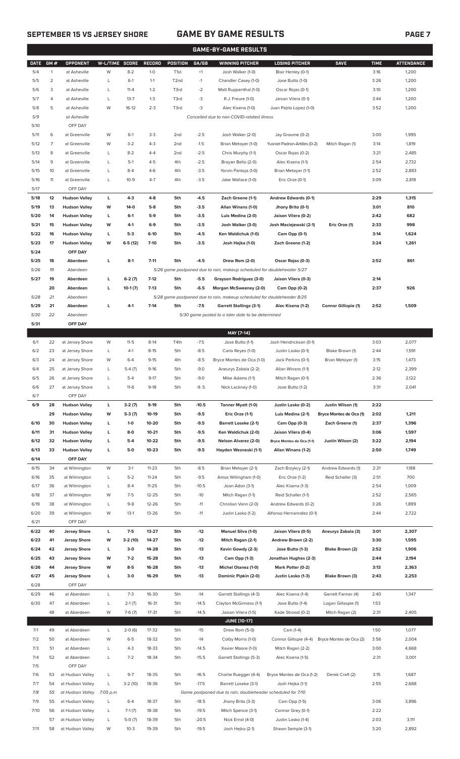## SEPTEMBER 15 VS JERSEY SHORE — GAME BY GAME RESULTS

### GAME-BY-GAME RESULTS

| DATE | GM # | OPPONENT | W-L/TIME | SCORE | RECORD | POSITION | GA/GB | WINNING PITCHER | LOSING PITCHER | SAVE | TIME | ATTENDANCE |
|---|---|---|---|---|---|---|---|---|---|---|---|---|
| 5/4 | 1 | at Asheville | W | 8-2 | 1-0 | T1st | +1 | Josh Walker (1-0) | Blair Henley (0-1) | | 3:16 | 1,200 |
| 5/5 | 2 | at Asheville | L | 6-1 | 1-1 | T2nd | -1 | Chandler Casey (1-0) | Jose Butto (1-0) | | 3:26 | 1,200 |
| 5/6 | 3 | at Asheville | L | 11-4 | 1-2 | T3rd | -2 | Matt Ruppenthal (1-0) | Oscar Rojas (0-1) | | 3:10 | 1,200 |
| 5/7 | 4 | at Asheville | L | 13-7 | 1-3 | T3rd | -3 | R.J. Freure (1-0) | Jaison Vilera (0-1) | | 3:44 | 1,200 |
| 5/8 | 5 | at Asheville | W | 16-12 | 2-3 | T3rd | -3 | Alec Kisena (1-0) | Juan Pablo Lopez (1-0) | | 3:52 | 1,200 |
| 5/9 | | at Asheville | | | | | | Cancelled due to non-COVID-related illness | | | | |
| 5/10 | | OFF DAY | | | | | | | | | | |
| 5/11 | 6 | at Greenville | W | 6-1 | 3-3 | 2nd | -2.5 | Josh Walker (2-0) | Jay Groome (0-2) | | 3:00 | 1,995 |
| 5/12 | 7 | at Greenville | W | 3-2 | 4-3 | 2nd | -1.5 | Brian Metoyer (1-0) | Yusniel Padron-Artilles (0-2) | Mitch Ragan (1) | 3:14 | 1,819 |
| 5/13 | 8 | at Greenville | L | 8-2 | 4-4 | 2nd | -2.5 | Chris Murphy (1-1) | Oscar Rojas (0-2) | | 3:21 | 2,485 |
| 5/14 | 9 | at Greenville | L | 5-1 | 4-5 | 4th | -2.5 | Brayan Bello (2-0) | Alec Kisena (1-1) | | 2:54 | 2,732 |
| 5/15 | 10 | at Greenville | L | 8-4 | 4-6 | 4th | -3.5 | Yorvin Pantoja (1-0) | Brian Metoyer (1-1) | | 2:52 | 2,883 |
| 5/16 | 11 | at Greenville | L | 10-9 | 4-7 | 4th | -3.5 | Jake Wallace (1-0) | Eric Orze (0-1) | | 3:09 | 2,818 |
| 5/17 | | OFF DAY | | | | | | | | | | |
| **5/18** | **12** | **Hudson Valley** | **L** | **4-3** | **4-8** | **5th** | **-4.5** | **Zach Greene (1-1)** | **Andrew Edwards (0-1)** | | **2:29** | **1,315** |
| **5/19** | **13** | **Hudson Valley** | **W** | **14-0** | **5-8** | **5th** | **-3.5** | **Allan Winans (1-0)** | **Jhony Brito (0-1)** | | **3:01** | **810** |
| **5/20** | **14** | **Hudson Valley** | **L** | **6-1** | **5-9** | **5th** | **-3.5** | **Luis Medina (2-0)** | **Jaison Vilera (0-2)** | | **2:42** | **682** |
| **5/21** | **15** | **Hudson Valley** | **W** | **4-1** | **6-9** | **5th** | **-3.5** | **Josh Walker (3-0)** | **Josh Maciejewski (2-1)** | **Eric Orze (1)** | **2:33** | **998** |
| **5/22** | **16** | **Hudson Valley** | **L** | **5-3** | **6-10** | **5th** | **-4.5** | **Ken Waldichuk (1-0)** | **Cam Opp (0-1)** | | **3:14** | **1,624** |
| **5/23** | **17** | **Hudson Valley** | **W** | **6-5 (12)** | **7-10** | **5th** | **-3.5** | **Josh Hejka (1-0)** | **Zach Greene (1-2)** | | **3:24** | **1,261** |
| **5/24** | | **OFF DAY** | | | | | | | | | | |
| **5/25** | **18** | **Aberdeen** | **L** | **8-1** | **7-11** | **5th** | **-4.5** | **Drew Rom (2-0)** | **Oscar Rojas (0-3)** | | **2:52** | **861** |
| 5/26 | 19 | Aberdeen | | | | | | 5/26 game postponed due to rain, makeup scheduled for doubleheader 5/27 | | | | |
| **5/27** | **19** | **Aberdeen** | **L** | **6-2 (7)** | **7-12** | **5th** | **-5.5** | **Grayson Rodriguez (3-0)** | **Jaison Vilera (0-3)** | | **2:14** | |
| | **20** | **Aberdeen** | **L** | **10-1 (7)** | **7-13** | **5th** | **-6.5** | **Morgan McSweeney (2-0)** | **Cam Opp (0-2)** | | **2:37** | **926** |
| 5/28 | 21 | Aberdeen | | | | | | 5/28 game postponed due to rain, makeup scheduled for doubleheader 8/25 | | | | |
| **5/29** | **21** | **Aberdeen** | **L** | **4-1** | **7-14** | **5th** | **-7.5** | **Garrett Stallings (3-1)** | **Alec Kisena (1-2)** | **Connor Gillispie (1)** | **2:52** | **1,509** |
| 5/30 | 22 | Aberdeen | | | | | | 5/30 game posted to a later date to be determined | | | | |
| **5/31** | | **OFF DAY** | | | | | | | | | | |
| | | | | | | | | **MAY [7-14]** | | | | |
| 6/1 | 22 | at Jersey Shore | W | 11-5 | 8-14 | T4th | -7.5 | Jose Butto (1-1) | Josh Hendrickson (0-1) | | 3:03 | 2,077 |
| 6/2 | 23 | at Jersey Shore | L | 4-1 | 8-15 | 5th | -8.5 | Carlo Reyes (1-0) | Justin Lasko (0-1) | Blake Brown (1) | 2:44 | 1,591 |
| 6/3 | 24 | at Jersey Shore | W | 6-4 | 9-15 | 4th | -8.5 | Bryce Montes de Oca (1-0) | Jack Perkins (0-1) | Brian Metoyer (1) | 3:15 | 1,473 |
| 6/4 | 25 | at Jersey Shore | L | 5-4 (7) | 9-16 | 5th | -9.0 | Aneurys Zabala (2-2) | Allan Winans (1-1) | | 2:12 | 2,399 |
| 6/5 | 26 | at Jersey Shore | L | 5-4 | 9-17 | 5th | -9.0 | Mike Adams (1-1) | Mitch Ragan (0-1) | | 2:36 | 2,122 |
| 6/6 | 27 | at Jersey Shore | L | 11-6 | 9-18 | 5th | -9..5 | Nick Lackney (1-0) | Jose Butto (1-2) | | 3:31 | 2,041 |
| 6/7 | | OFF DAY | | | | | | | | | | |
| **6/9** | **28** | **Hudson Valley** | **L** | **3-2 (7)** | **9-19** | **5th** | **-10.5** | **Tanner Myatt (1-0)** | **Justin Lasko (0-2)** | **Justin Wilson (1)** | **2:22** | |
| | **29** | **Hudson Valley** | **W** | **5-3 (7)** | **10-19** | **5th** | **-9.5** | **Eric Orze (1-1)** | **Luis Medina (2-1)** | **Bryce Montes de Oca (1)** | **2:02** | **1,211** |
| **6/10** | **30** | **Hudson Valley** | **L** | **1-0** | **10-20** | **5th** | **-9.5** | **Barrett Loseke (2-1)** | **Cam Opp (0-3)** | **Zach Greene (1)** | **2:37** | **1,396** |
| **6/11** | **31** | **Hudson Valley** | **L** | **8-0** | **10-21** | **5th** | **-9.5** | **Ken Waldichuk (2-0)** | **Jaison Vilera (0-4)** | | **3:06** | **1,597** |
| **6/12** | **32** | **Hudson Valley** | **L** | **5-4** | **10-22** | **5th** | **-9.5** | **Nelson Alvarez (2-0)** | **Bryce Montes de Oca (1-1)** | **Justin Wilson (2)** | **3:22** | **2,194** |
| **6/13** | **33** | **Hudson Valley** | **L** | **5-0** | **10-23** | **5th** | **-9.5** | **Hayden Wesneski (1-1)** | **Allan Winans (1-2)** | | **2:50** | **1,749** |
| **6/14** | | **OFF DAY** | | | | | | | | | | |
| 6/15 | 34 | at Wilmington | W | 3-1 | 11-23 | 5th | -8.5 | Brian Metoyer (2-1) | Zach Brzykcy (2-1) | Andrew Edwards (1) | 2:21 | 1,188 |
| 6/16 | 35 | at Wilmington | L | 5-2 | 11-24 | 5th | -9.5 | Amos Willingham (1-0) | Eric Orze (1-2) | Reid Schaller (3) | 2:51 | 700 |
| 6/17 | 36 | at Wilmington | L | 8-4 | 11-25 | 5th | -10.5 | Joan Adon (3-1) | Alec Kisena (1-3) | | 2:54 | 1,009 |
| 6/18 | 37 | at Wilmington | W | 7-5 | 12-25 | 5th | -10 | Mitch Ragan (1-1) | Reid Schaller (1-1) | | 2:52 | 2,565 |
| 6/19 | 38 | at Wilmington | L | 9-8 | 12-26 | 5th | -11 | Christian Vann (2-0) | Andrew Edwards (0-2) | | 3:26 | 1,899 |
| 6/20 | 39 | at Wilmington | W | 13-1 | 13-26 | 5th | -11 | Justin Lasko (1-2) | Alfonso Hernanndez (0-1) | | 2:44 | 2,722 |
| 6/21 | | OFF DAY | | | | | | | | | | |
| **6/22** | **40** | **Jersey Shore** | **L** | **7-5** | **13-27** | **5th** | **-12** | **Manuel Silva (1-0)** | **Jaison Vilera (0-5)** | **Aneurys Zabala (3)** | **3:01** | **2,307** |
| **6/23** | **41** | **Jersey Shore** | **W** | **3-2 (10)** | **14-27** | **5th** | **-12** | **Mitch Ragan (2-1)** | **Andrew Brown (2-2)** | | **3:30** | **1,595** |
| **6/24** | **42** | **Jersey Shore** | **L** | **3-0** | **14-28** | **5th** | **-13** | **Kevin Gowdy (2-3)** | **Jose Butto (1-3)** | **Blake Brown (2)** | **2:52** | **1,906** |
| **6/25** | **43** | **Jersey Shore** | **W** | **7-2** | **15-28** | **5th** | **-13** | **Cam Opp (1-3)** | **Jonathan Hughes (2-3)** | | **2:44** | **2,194** |
| **6/26** | **44** | **Jersey Shore** | **W** | **8-5** | **16-28** | **5th** | **-13** | **Michel Otanez (1-0)** | **Mark Potter (0-2)** | | **3:13** | **2,363** |
| **6/27** | **45** | **Jersey Shore** | **L** | **3-0** | **16-29** | **5th** | **-13** | **Dominic Pipkin (2-0)** | **Justin Lasko (1-3)** | **Blake Brown (3)** | **2:43** | **2,253** |
| 6/28 | | OFF DAY | | | | | | | | | | |
| 6/29 | 46 | at Aberdeen | L | 7-3 | 16-30 | 5th | -14 | Garrett Stallings (4-3) | Alec Kisena (1-4) | Garrett Farmer (4) | 2:40 | 1,347 |
| 6/30 | 47 | at Aberdeen | L | 2-1 (7) | 16-31 | 5th | -14.5 | Clayton McGinness (1-1) | Jose Butto (1-4) | Logan Gillaspie (1) | 1:53 | |
| | 48 | at Aberdeen | W | 7-6 (7) | 17-31 | 5th | -14.5 | Jaison Vilera (1-5) | Kade Strowd (0-2) | Mitch Ragan (2) | 2:31 | 2,405 |
| | | | | | | | | **JUNE [10-17]** | | | | |
| 7/1 | 49 | at Aberdeen | L | 2-0 (6) | 17-32 | 5th | -15 | Drew Rom (5-0) | Cam (1-4) | | 1:50 | 1,077 |
| 7/2 | 50 | at Aberdeen | W | 6-5 | 18-32 | 5th | -14 | Colby Morris (1-0) | Connor Gillispie (4-4) | Bryce Montes de Oca (2) | 3:56 | 2,004 |
| 7/3 | 51 | at Aberdeen | L | 4-3 | 18-33 | 5th | -14.5 | Xavier Moore (1-0) | Mitch Ragan (2-2) | | 3:00 | 4,668 |
| 7/4 | 52 | at Aberdeen | L | 7-2 | 18-34 | 5th | -15.5 | Garrett Stallings (5-3) | Alec Kisena (1-5) | | 2:31 | 3,001 |
| 7/5 | | OFF DAY | | | | | | | | | | |
| 7/6 | 53 | at Hudson Valley | L | 9-7 | 18-35 | 5th | -16.5 | Charlie Ruegger (4-4) | Bryce Montes de Oca (1-2) | Derek Craft (2) | 3:15 | 1,687 |
| 7/7 | 54 | at Hudson Valley | L | 3-2 (10) | 18-36 | 5th | -17.5 | Barrett Loseke (3-1) | Josh Hejka (1-1) | | 2:55 | 2,688 |
| 7/8 | 55 | at Hudson Valley | 7:05 p.m. | | | | | Game postponed due to rain, doubleheader scheduled for 7/10 | | | | |
| 7/9 | 55 | at Hudson Valley | L | 6-4 | 18-37 | 5th | -18.5 | Jhony Brito (3-3) | Cam Opp (1-5) | | 3:06 | 3,896 |
| 7/10 | 56 | at Hudson Valley | L | 7-1 (7) | 18-38 | 5th | -19.5 | Mitch Spence (3-1) | Connor Grey (0-1) | | 2:22 | |
| | 57 | at Hudson Valley | L | 5-0 (7) | 18-39 | 5th | -20.5 | Nick Ernst (4-0) | Justin Lasko (1-4) | | 2:03 | 3,111 |
| 7/11 | 58 | at Hudson Valley | W | 10-3 | 19-39 | 5th | -19.5 | Josh Hejka (2-1) | Shawn Semple (3-1) | | 3:20 | 2,892 |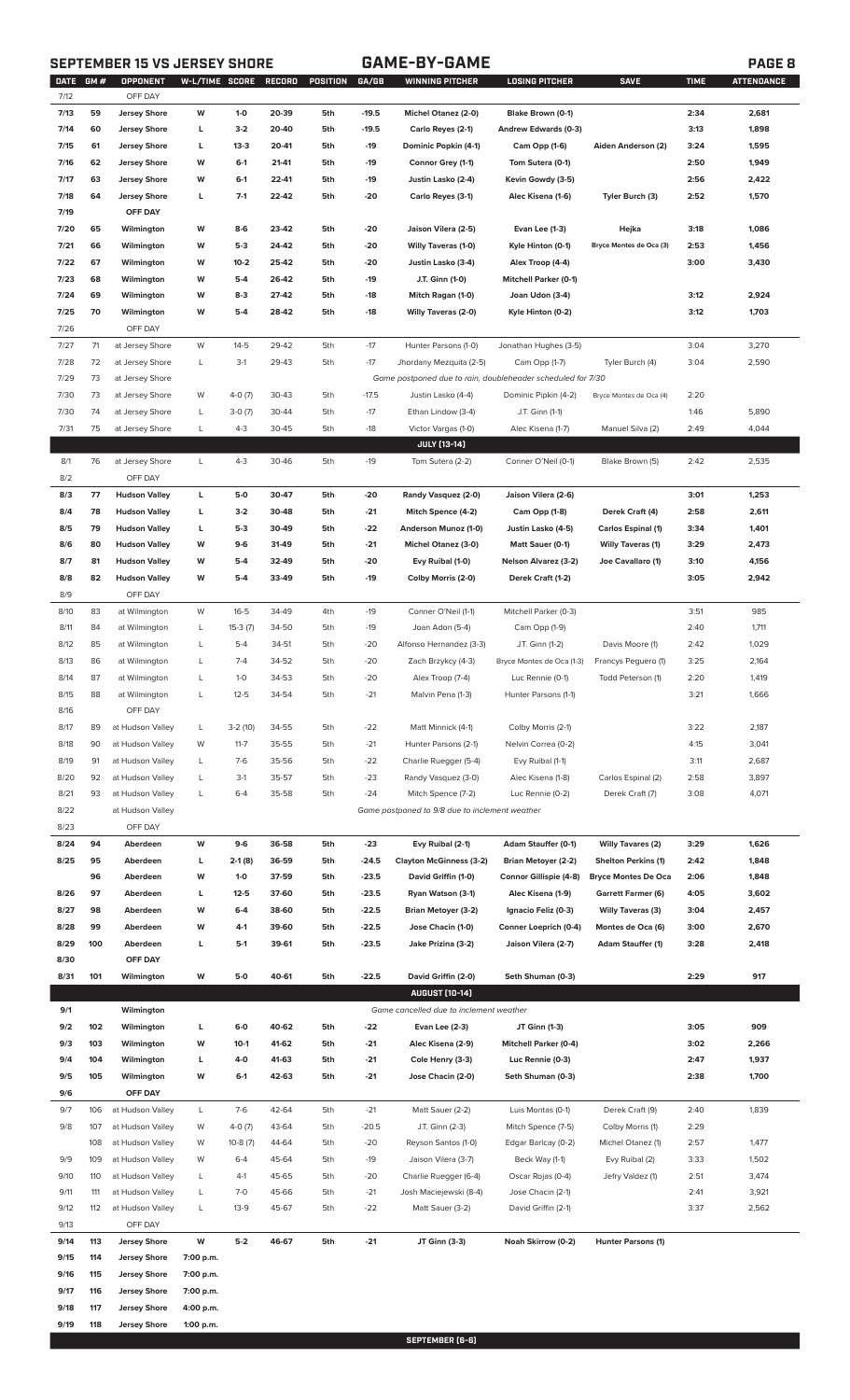## SEPTEMBER 15 VS JERSEY SHORE — GAME-BY-GAME

| DATE | GM # | OPPONENT | W-L/TIME | SCORE | RECORD | POSITION | GA/GB | WINNING PITCHER | LOSING PITCHER | SAVE | TIME | ATTENDANCE |
|---|---|---|---|---|---|---|---|---|---|---|---|---|
| 7/12 | | OFF DAY | | | | | | | | | | |
| 7/13 | 59 | Jersey Shore | W | 1-0 | 20-39 | 5th | -19.5 | Michel Otanez (2-0) | Blake Brown (0-1) | | 2:34 | 2,681 |
| 7/14 | 60 | Jersey Shore | L | 3-2 | 20-40 | 5th | -19.5 | Carlo Reyes (2-1) | Andrew Edwards (0-3) | | 3:13 | 1,898 |
| 7/15 | 61 | Jersey Shore | L | 13-3 | 20-41 | 5th | -19 | Dominic Popkin (4-1) | Cam Opp (1-6) | Aiden Anderson (2) | 3:24 | 1,595 |
| 7/16 | 62 | Jersey Shore | W | 6-1 | 21-41 | 5th | -19 | Connor Grey (1-1) | Tom Sutera (0-1) | | 2:50 | 1,949 |
| 7/17 | 63 | Jersey Shore | W | 6-1 | 22-41 | 5th | -19 | Justin Lasko (2-4) | Kevin Gowdy (3-5) | | 2:56 | 2,422 |
| 7/18 | 64 | Jersey Shore | L | 7-1 | 22-42 | 5th | -20 | Carlo Reyes (3-1) | Alec Kisena (1-6) | Tyler Burch (3) | 2:52 | 1,570 |
| 7/19 | | OFF DAY | | | | | | | | | | |
| 7/20 | 65 | Wilmington | W | 8-6 | 23-42 | 5th | -20 | Jaison Vilera (2-5) | Evan Lee (1-3) | Hejka | 3:18 | 1,086 |
| 7/21 | 66 | Wilmington | W | 5-3 | 24-42 | 5th | -20 | Willy Taveras (1-0) | Kyle Hinton (0-1) | Bryce Montes de Oca (3) | 2:53 | 1,456 |
| 7/22 | 67 | Wilmington | W | 10-2 | 25-42 | 5th | -20 | Justin Lasko (3-4) | Alex Troop (4-4) | | 3:00 | 3,430 |
| 7/23 | 68 | Wilmington | W | 5-4 | 26-42 | 5th | -19 | J.T. Ginn (1-0) | Mitchell Parker (0-1) | | | |
| 7/24 | 69 | Wilmington | W | 8-3 | 27-42 | 5th | -18 | Mitch Ragan (1-0) | Joan Udon (3-4) | | 3:12 | 2,924 |
| 7/25 | 70 | Wilmington | W | 5-4 | 28-42 | 5th | -18 | Willy Taveras (2-0) | Kyle Hinton (0-2) | | 3:12 | 1,703 |
| 7/26 | | OFF DAY | | | | | | | | | | |
| 7/27 | 71 | at Jersey Shore | W | 14-5 | 29-42 | 5th | -17 | Hunter Parsons (1-0) | Jonathan Hughes (3-5) | | 3:04 | 3,270 |
| 7/28 | 72 | at Jersey Shore | L | 3-1 | 29-43 | 5th | -17 | Jhordany Mezquita (2-5) | Cam Opp (1-7) | Tyler Burch (4) | 3:04 | 2,590 |
| 7/29 | 73 | at Jersey Shore | | | | | | Game postponed due to rain, doubleheader scheduled for 7/30 | | | | |
| 7/30 | 73 | at Jersey Shore | W | 4-0 (7) | 30-43 | 5th | -17.5 | Justin Lasko (4-4) | Dominic Pipkin (4-2) | Bryce Montes de Oca (4) | 2:20 | |
| 7/30 | 74 | at Jersey Shore | L | 3-0 (7) | 30-44 | 5th | -17 | Ethan Lindow (3-4) | J.T. Ginn (1-1) | | 1:46 | 5,890 |
| 7/31 | 75 | at Jersey Shore | L | 4-3 | 30-45 | 5th | -18 | Victor Vargas (1-0) | Alec Kisena (1-7) | Manuel Silva (2) | 2:49 | 4,044 |
| | | | | | | | | **JULY [13-14]** | | | | |
| 8/1 | 76 | at Jersey Shore | L | 4-3 | 30-46 | 5th | -19 | Tom Sutera (2-2) | Conner O'Neil (0-1) | Blake Brown (5) | 2:42 | 2,535 |
| 8/2 | | OFF DAY | | | | | | | | | | |
| 8/3 | 77 | Hudson Valley | L | 5-0 | 30-47 | 5th | -20 | Randy Vasquez (2-0) | Jaison Vilera (2-6) | | 3:01 | 1,253 |
| 8/4 | 78 | Hudson Valley | L | 3-2 | 30-48 | 5th | -21 | Mitch Spence (4-2) | Cam Opp (1-8) | Derek Craft (4) | 2:58 | 2,611 |
| 8/5 | 79 | Hudson Valley | L | 5-3 | 30-49 | 5th | -22 | Anderson Munoz (1-0) | Justin Lasko (4-5) | Carlos Espinal (1) | 3:34 | 1,401 |
| 8/6 | 80 | Hudson Valley | W | 9-6 | 31-49 | 5th | -21 | Michel Otanez (3-0) | Matt Sauer (0-1) | Willy Taveras (1) | 3:29 | 2,473 |
| 8/7 | 81 | Hudson Valley | W | 5-4 | 32-49 | 5th | -20 | Evy Ruibal (1-0) | Nelson Alvarez (3-2) | Joe Cavallaro (1) | 3:10 | 4,156 |
| 8/8 | 82 | Hudson Valley | W | 5-4 | 33-49 | 5th | -19 | Colby Morris (2-0) | Derek Craft (1-2) | | 3:05 | 2,942 |
| 8/9 | | OFF DAY | | | | | | | | | | |
| 8/10 | 83 | at Wilmington | W | 16-5 | 34-49 | 4th | -19 | Conner O'Neil (1-1) | Mitchell Parker (0-3) | | 3:51 | 985 |
| 8/11 | 84 | at Wilmington | L | 15-3 (7) | 34-50 | 5th | -19 | Joan Adon (5-4) | Cam Opp (1-9) | | 2:40 | 1,711 |
| 8/12 | 85 | at Wilmington | L | 5-4 | 34-51 | 5th | -20 | Alfonso Hernandez (3-3) | J.T. Ginn (1-2) | Davis Moore (1) | 2:42 | 1,029 |
| 8/13 | 86 | at Wilmington | L | 7-4 | 34-52 | 5th | -20 | Zach Brzykcy (4-3) | Bryce Montes de Oca (1-3) | Francys Peguero (1) | 3:25 | 2,164 |
| 8/14 | 87 | at Wilmington | L | 1-0 | 34-53 | 5th | -20 | Alex Troop (7-4) | Luc Rennie (0-1) | Todd Peterson (1) | 2:20 | 1,419 |
| 8/15 | 88 | at Wilmington | L | 12-5 | 34-54 | 5th | -21 | Malvin Pena (1-3) | Hunter Parsons (1-1) | | 3:21 | 1,666 |
| 8/16 | | OFF DAY | | | | | | | | | | |
| 8/17 | 89 | at Hudson Valley | L | 3-2 (10) | 34-55 | 5th | -22 | Matt Minnick (4-1) | Colby Morris (2-1) | | 3:22 | 2,187 |
| 8/18 | 90 | at Hudson Valley | W | 11-7 | 35-55 | 5th | -21 | Hunter Parsons (2-1) | Nelvin Correa (0-2) | | 4:15 | 3,041 |
| 8/19 | 91 | at Hudson Valley | L | 7-6 | 35-56 | 5th | -22 | Charlie Ruegger (5-4) | Evy Ruibal (1-1) | | 3:11 | 2,687 |
| 8/20 | 92 | at Hudson Valley | L | 3-1 | 35-57 | 5th | -23 | Randy Vasquez (3-0) | Alec Kisena (1-8) | Carlos Espinal (2) | 2:58 | 3,897 |
| 8/21 | 93 | at Hudson Valley | L | 6-4 | 35-58 | 5th | -24 | Mitch Spence (7-2) | Luc Rennie (0-2) | Derek Craft (7) | 3:08 | 4,071 |
| 8/22 | | at Hudson Valley | | | | | | Game postponed to 9/8 due to inclement weather | | | | |
| 8/23 | | OFF DAY | | | | | | | | | | |
| 8/24 | 94 | Aberdeen | W | 9-6 | 36-58 | 5th | -23 | Evy Ruibal (2-1) | Adam Stauffer (0-1) | Willy Tavares (2) | 3:29 | 1,626 |
| 8/25 | 95 | Aberdeen | L | 2-1 (8) | 36-59 | 5th | -24.5 | Clayton McGinness (3-2) | Brian Metoyer (2-2) | Shelton Perkins (1) | 2:42 | 1,848 |
| | 96 | Aberdeen | W | 1-0 | 37-59 | 5th | -23.5 | David Griffin (1-0) | Connor Gillispie (4-8) | Bryce Montes De Oca | 2:06 | 1,848 |
| 8/26 | 97 | Aberdeen | L | 12-5 | 37-60 | 5th | -23.5 | Ryan Watson (3-1) | Alec Kisena (1-9) | Garrett Farmer (6) | 4:05 | 3,602 |
| 8/27 | 98 | Aberdeen | W | 6-4 | 38-60 | 5th | -22.5 | Brian Metoyer (3-2) | Ignacio Feliz (0-3) | Willy Taveras (3) | 3:04 | 2,457 |
| 8/28 | 99 | Aberdeen | W | 4-1 | 39-60 | 5th | -22.5 | Jose Chacin (1-0) | Conner Loeprich (0-4) | Montes de Oca (6) | 3:00 | 2,670 |
| 8/29 | 100 | Aberdeen | L | 5-1 | 39-61 | 5th | -23.5 | Jake Prizina (3-2) | Jaison Vilera (2-7) | Adam Stauffer (1) | 3:28 | 2,418 |
| 8/30 | | OFF DAY | | | | | | | | | | |
| 8/31 | 101 | Wilmington | W | 5-0 | 40-61 | 5th | -22.5 | David Griffin (2-0) | Seth Shuman (0-3) | | 2:29 | 917 |
| | | | | | | | | **AUGUST [10-14]** | | | | |
| 9/1 | | Wilmington | | | | | | Game cancelled due to inclement weather | | | | |
| 9/2 | 102 | Wilmington | L | 6-0 | 40-62 | 5th | -22 | Evan Lee (2-3) | JT Ginn (1-3) | | 3:05 | 909 |
| 9/3 | 103 | Wilmington | W | 10-1 | 41-62 | 5th | -21 | Alec Kisena (2-9) | Mitchell Parker (0-4) | | 3:02 | 2,266 |
| 9/4 | 104 | Wilmington | L | 4-0 | 41-63 | 5th | -21 | Cole Henry (3-3) | Luc Rennie (0-3) | | 2:47 | 1,937 |
| 9/5 | 105 | Wilmington | W | 6-1 | 42-63 | 5th | -21 | Jose Chacin (2-0) | Seth Shuman (0-3) | | 2:38 | 1,700 |
| 9/6 | | OFF DAY | | | | | | | | | | |
| 9/7 | 106 | at Hudson Valley | L | 7-6 | 42-64 | 5th | -21 | Matt Sauer (2-2) | Luis Montas (0-1) | Derek Craft (9) | 2:40 | 1,839 |
| 9/8 | 107 | at Hudson Valley | W | 4-0 (7) | 43-64 | 5th | -20.5 | J.T. Ginn (2-3) | Mitch Spence (7-5) | Colby Morris (1) | 2:29 | |
| | 108 | at Hudson Valley | W | 10-8 (7) | 44-64 | 5th | -20 | Reyson Santos (1-0) | Edgar Barlcay (0-2) | Michel Otanez (1) | 2:57 | 1,477 |
| 9/9 | 109 | at Hudson Valley | W | 6-4 | 45-64 | 5th | -19 | Jaison Vilera (3-7) | Beck Way (1-1) | Evy Ruibal (2) | 3:33 | 1,502 |
| 9/10 | 110 | at Hudson Valley | L | 4-1 | 45-65 | 5th | -20 | Charlie Ruegger (6-4) | Oscar Rojas (0-4) | Jefry Valdez (1) | 2:51 | 3,474 |
| 9/11 | 111 | at Hudson Valley | L | 7-0 | 45-66 | 5th | -21 | Josh Maciejewski (8-4) | Jose Chacin (2-1) | | 2:41 | 3,921 |
| 9/12 | 112 | at Hudson Valley | L | 13-9 | 45-67 | 5th | -22 | Matt Sauer (3-2) | David Griffin (2-1) | | 3:37 | 2,562 |
| 9/13 | | OFF DAY | | | | | | | | | | |
| 9/14 | 113 | Jersey Shore | W | 5-2 | 46-67 | 5th | -21 | JT Ginn (3-3) | Noah Skirrow (0-2) | Hunter Parsons (1) | | |
| 9/15 | 114 | Jersey Shore | 7:00 p.m. | | | | | | | | | |
| 9/16 | 115 | Jersey Shore | 7:00 p.m. | | | | | | | | | |
| 9/17 | 116 | Jersey Shore | 7:00 p.m. | | | | | | | | | |
| 9/18 | 117 | Jersey Shore | 4:00 p.m. | | | | | | | | | |
| 9/19 | 118 | Jersey Shore | 1:00 p.m. | | | | | | | | | |
| | | | | | | | | **SEPTEMBER [6-6]** | | | | |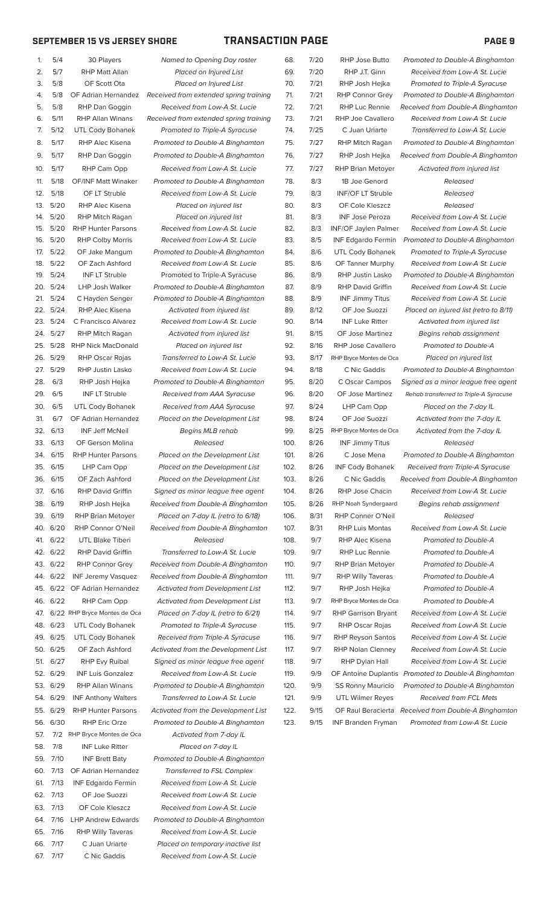# SEPTEMBER 15 VS JERSEY SHORE — TRANSACTION PAGE

| | | | |
|---|---|---|---|
| 1. | 5/4 | 30 Players | Named to Opening Day roster |
| 2. | 5/7 | RHP Matt Allan | Placed on Injured List |
| 3. | 5/8 | OF Scott Ota | Placed on Injured List |
| 4. | 5/8 | OF Adrian Hernandez | Received from extended spring training |
| 5. | 5/8 | RHP Dan Goggin | Received from Low-A St. Lucie |
| 6. | 5/11 | RHP Allan Winans | Received from extended spring training |
| 7. | 5/12 | UTL Cody Bohanek | Promoted to Triple-A Syracuse |
| 8. | 5/17 | RHP Alec Kisena | Promoted to Double-A Binghamton |
| 9. | 5/17 | RHP Dan Goggin | Promoted to Double-A Binghamton |
| 10. | 5/17 | RHP Cam Opp | Received from Low-A St. Lucie |
| 11. | 5/18 | OF/INF Matt Winaker | Promoted to Double-A Binghamton |
| 12. | 5/18 | OF LT Struble | Received from Low-A St. Lucie |
| 13. | 5/20 | RHP Alec Kisena | Placed on injured list |
| 14. | 5/20 | RHP Mitch Ragan | Placed on injured list |
| 15. | 5/20 | RHP Hunter Parsons | Received from Low-A St. Lucie |
| 16. | 5/20 | RHP Colby Morris | Received from Low-A St. Lucie |
| 17. | 5/22 | OF Jake Mangum | Promoted to Double-A Binghamton |
| 18. | 5/22 | OF Zach Ashford | Received from Low-A St. Lucie |
| 19. | 5/24 | INF LT Struble | Promoted to Triple-A Syracuse |
| 20. | 5/24 | LHP Josh Walker | Promoted to Double-A Binghamton |
| 21. | 5/24 | C Hayden Senger | Promoted to Double-A Binghamton |
| 22. | 5/24 | RHP Alec Kisena | Activated from injured list |
| 23. | 5/24 | C Francisco Alvarez | Received from Low-A St. Lucie |
| 24. | 5/27 | RHP Mitch Ragan | Activated from injured list |
| 25. | 5/28 | RHP Nick MacDonald | Placed on injured list |
| 26. | 5/29 | RHP Oscar Rojas | Transferred to Low-A St. Lucie |
| 27. | 5/29 | RHP Justin Lasko | Received from Low-A St. Lucie |
| 28. | 6/3 | RHP Josh Hejka | Promoted to Double-A Binghamton |
| 29. | 6/5 | INF LT Struble | Received from AAA Syracuse |
| 30. | 6/5 | UTL Cody Bohanek | Received from AAA Syracuse |
| 31. | 6/7 | OF Adrian Hernandez | Placed on the Development List |
| 32. | 6/13 | INF Jeff McNeil | Begins MLB rehab |
| 33. | 6/13 | OF Gerson Molina | Released |
| 34. | 6/15 | RHP Hunter Parsons | Placed on the Development List |
| 35. | 6/15 | LHP Cam Opp | Placed on the Development List |
| 36. | 6/15 | OF Zach Ashford | Placed on the Development List |
| 37. | 6/16 | RHP David Griffin | Signed as minor league free agent |
| 38. | 6/19 | RHP Josh Hejka | Received from Double-A Binghamton |
| 39. | 6/19 | RHP Brian Metoyer | Placed on 7-day IL (retro to 6/18) |
| 40. | 6/20 | RHP Connor O'Neil | Received from Double-A Binghamton |
| 41. | 6/22 | UTL Blake Tiberi | Released |
| 42. | 6/22 | RHP David Griffin | Transferred to Low-A St. Lucie |
| 43. | 6/22 | RHP Connor Grey | Received from Double-A Binghamton |
| 44. | 6/22 | INF Jeremy Vasquez | Received from Double-A Binghamton |
| 45. | 6/22 | OF Adrian Hernandez | Activated from Development List |
| 46. | 6/22 | RHP Cam Opp | Activated from Development List |
| 47. | 6/22 | RHP Bryce Montes de Oca | Placed on 7-day IL (retro to 6/21) |
| 48. | 6/23 | UTL Cody Bohanek | Promoted to Triple-A Syracuse |
| 49. | 6/25 | UTL Cody Bohanek | Received from Triple-A Syracuse |
| 50. | 6/25 | OF Zach Ashford | Activated from the Development List |
| 51. | 6/27 | RHP Evy Ruibal | Signed as minor league free agent |
| 52. | 6/29 | INF Luis Gonzalez | Received from Low-A St. Lucie |
| 53. | 6/29 | RHP Allan Winans | Promoted to Double-A Binghamton |
| 54. | 6/29 | INF Anthony Walters | Transferred to Low-A St. Lucie |
| 55. | 6/29 | RHP Hunter Parsons | Activated from the Development List |
| 56. | 6/30 | RHP Eric Orze | Promoted to Double-A Binghamton |
| 57. | 7/2 | RHP Bryce Montes de Oca | Activated from 7-day IL |
| 58. | 7/8 | INF Luke Ritter | Placed on 7-day IL |
| 59. | 7/10 | INF Brett Baty | Promoted to Double-A Binghamton |
| 60. | 7/13 | OF Adrian Hernandez | Transferred to FSL Complex |
| 61. | 7/13 | INF Edgardo Fermin | Received from Low-A St. Lucie |
| 62. | 7/13 | OF Joe Suozzi | Received from Low-A St. Lucie |
| 63. | 7/13 | OF Cole Kleszcz | Received from Low-A St. Lucie |
| 64. | 7/16 | LHP Andrew Edwards | Promoted to Double-A Binghamton |
| 65. | 7/16 | RHP Willy Taveras | Received from Low-A St. Lucie |
| 66. | 7/17 | C Juan Uriarte | Placed on temporary inactive list |
| 67. | 7/17 | C Nic Gaddis | Received from Low-A St. Lucie |
| 68. | 7/20 | RHP Jose Butto | Promoted to Double-A Binghamton |
| 69. | 7/20 | RHP J.T. Ginn | Received from Low-A St. Lucie |
| 70. | 7/21 | RHP Josh Hejka | Promoted to Triple-A Syracuse |
| 71. | 7/21 | RHP Connor Grey | Promoted to Double-A Binghamton |
| 72. | 7/21 | RHP Luc Rennie | Received from Double-A Binghamton |
| 73. | 7/21 | RHP Joe Cavallero | Received from Low-A St. Lucie |
| 74. | 7/25 | C Juan Uriarte | Transferred to Low-A St. Lucie |
| 75. | 7/27 | RHP Mitch Ragan | Promoted to Double-A Binghamton |
| 76. | 7/27 | RHP Josh Hejka | Received from Double-A Binghamton |
| 77. | 7/27 | RHP Brian Metoyer | Activated from injured list |
| 78. | 8/3 | 1B Joe Genord | Released |
| 79. | 8/3 | INF/OF LT Struble | Released |
| 80. | 8/3 | OF Cole Kleszcz | Released |
| 81. | 8/3 | INF Jose Peroza | Received from Low-A St. Lucie |
| 82. | 8/3 | INF/OF Jaylen Palmer | Received from Low-A St. Lucie |
| 83. | 8/5 | INF Edgardo Fermin | Promoted to Double-A Binghamton |
| 84. | 8/6 | UTL Cody Bohanek | Promoted to Triple-A Syracuse |
| 85. | 8/6 | OF Tanner Murphy | Received from Low-A St. Lucie |
| 86. | 8/9 | RHP Justin Lasko | Promoted to Double-A Binghamton |
| 87. | 8/9 | RHP David Griffin | Received from Low-A St. Lucie |
| 88. | 8/9 | INF Jimmy Titus | Received from Low-A St. Lucie |
| 89. | 8/12 | OF Joe Suozzi | Placed on injured list (retro to 8/11) |
| 90. | 8/14 | INF Luke Ritter | Activated from injured list |
| 91. | 8/15 | OF Jose Martinez | Begins rehab assignment |
| 92. | 8/16 | RHP Jose Cavallero | Promoted to Double-A |
| 93. | 8/17 | RHP Bryce Montes de Oca | Placed on injured list |
| 94. | 8/18 | C Nic Gaddis | Promoted to Double-A Binghamton |
| 95. | 8/20 | C Oscar Campos | Signed as a minor league free agent |
| 96. | 8/20 | OF Jose Martinez | Rehab transferred to Triple-A Syracuse |
| 97. | 8/24 | LHP Cam Opp | Placed on the 7-day IL |
| 98. | 8/24 | OF Joe Suozzi | Activated from the 7-day IL |
| 99. | 8/25 | RHP Bryce Montes de Oca | Activated from the 7-day IL |
| 100. | 8/26 | INF Jimmy Titus | Released |
| 101. | 8/26 | C Jose Mena | Promoted to Double-A Binghamton |
| 102. | 8/26 | INF Cody Bohanek | Received from Triple-A Syracuse |
| 103. | 8/26 | C Nic Gaddis | Received from Double-A Binghamton |
| 104. | 8/26 | RHP Jose Chacin | Received from Low-A St. Lucie |
| 105. | 8/26 | RHP Noah Syndergaard | Begins rehab assignment |
| 106. | 8/31 | RHP Conner O'Neil | Released |
| 107. | 8/31 | RHP Luis Montas | Received from Low-A St. Lucie |
| 108. | 9/7 | RHP Alec Kisena | Promoted to Double-A |
| 109. | 9/7 | RHP Luc Rennie | Promoted to Double-A |
| 110. | 9/7 | RHP Brian Metoyer | Promoted to Double-A |
| 111. | 9/7 | RHP Willy Taveras | Promoted to Double-A |
| 112. | 9/7 | RHP Josh Hejka | Promoted to Double-A |
| 113. | 9/7 | RHP Bryce Montes de Oca | Promoted to Double-A |
| 114. | 9/7 | RHP Garrison Bryant | Received from Low-A St. Lucie |
| 115. | 9/7 | RHP Oscar Rojas | Received from Low-A St. Lucie |
| 116. | 9/7 | RHP Reyson Santos | Received from Low-A St. Lucie |
| 117. | 9/7 | RHP Nolan Clenney | Received from Low-A St. Lucie |
| 118. | 9/7 | RHP Dylan Hall | Received from Low-A St. Lucie |
| 119. | 9/9 | OF Antoine Duplantis | Promoted to Double-A Binghamton |
| 120. | 9/9 | SS Ronny Mauricio | Promoted to Double-A Binghamton |
| 121. | 9/9 | UTL Wilmer Reyes | Received from FCL Mets |
| 122. | 9/15 | OF Raul Beracierta | Received from Double-A Binghamton |
| 123. | 9/15 | INF Branden Fryman | Promoted from Low-A St. Lucie |